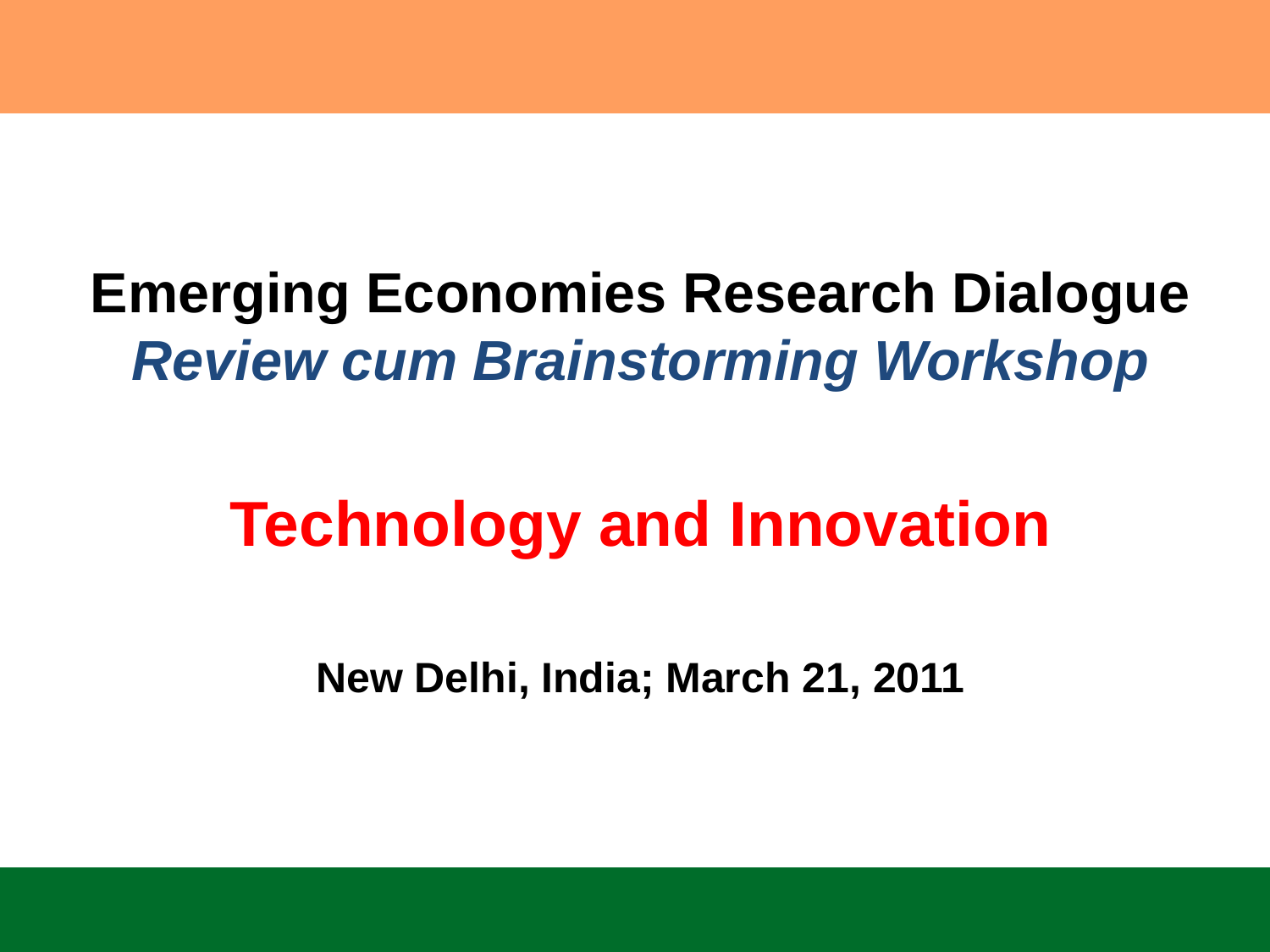# Emerging Economies Research Dialogue

***Review cum Brainstorming Workshop***

## Technology and Innovation

**New Delhi, India; March 21, 2011**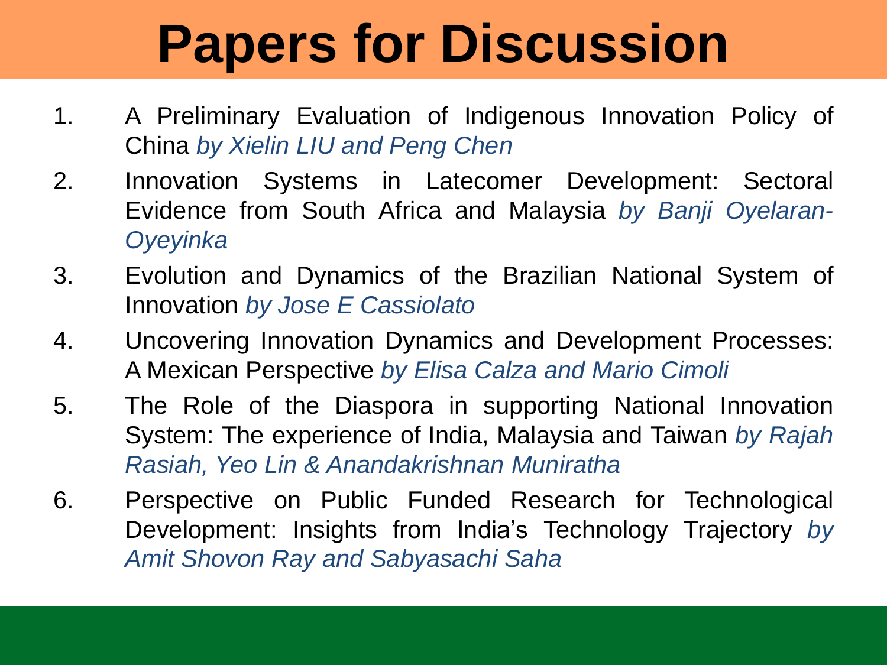# Papers for Discussion

1. A Preliminary Evaluation of Indigenous Innovation Policy of China *by Xielin LIU and Peng Chen*
2. Innovation Systems in Latecomer Development: Sectoral Evidence from South Africa and Malaysia *by Banji Oyelaran-Oyeyinka*
3. Evolution and Dynamics of the Brazilian National System of Innovation *by Jose E Cassiolato*
4. Uncovering Innovation Dynamics and Development Processes: A Mexican Perspective *by Elisa Calza and Mario Cimoli*
5. The Role of the Diaspora in supporting National Innovation System: The experience of India, Malaysia and Taiwan *by Rajah Rasiah, Yeo Lin & Anandakrishnan Muniratha*
6. Perspective on Public Funded Research for Technological Development: Insights from India's Technology Trajectory *by Amit Shovon Ray and Sabyasachi Saha*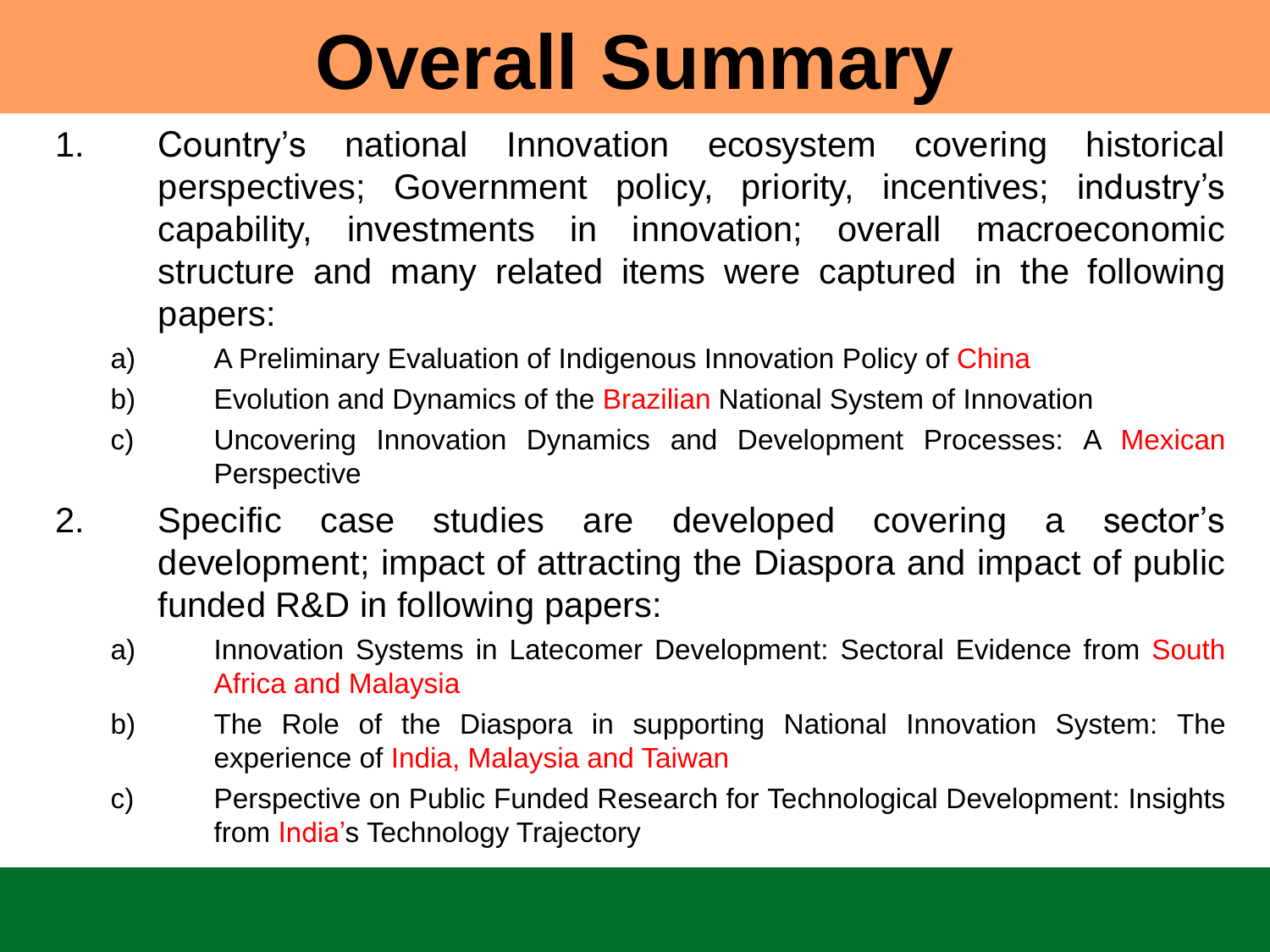# Overall Summary

1. Country's national Innovation ecosystem covering historical perspectives; Government policy, priority, incentives; industry's capability, investments in innovation; overall macroeconomic structure and many related items were captured in the following papers:
   a) A Preliminary Evaluation of Indigenous Innovation Policy of China
   b) Evolution and Dynamics of the Brazilian National System of Innovation
   c) Uncovering Innovation Dynamics and Development Processes: A Mexican Perspective
2. Specific case studies are developed covering a sector's development; impact of attracting the Diaspora and impact of public funded R&D in following papers:
   a) Innovation Systems in Latecomer Development: Sectoral Evidence from South Africa and Malaysia
   b) The Role of the Diaspora in supporting National Innovation System: The experience of India, Malaysia and Taiwan
   c) Perspective on Public Funded Research for Technological Development: Insights from India's Technology Trajectory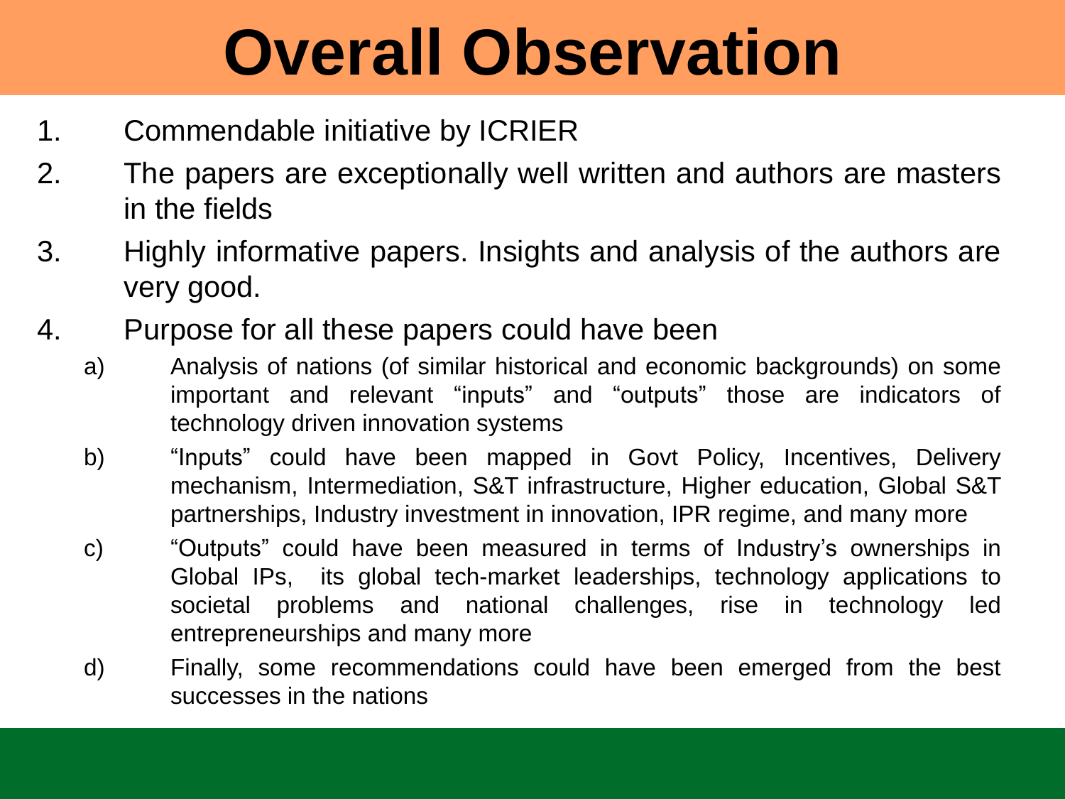# Overall Observation

1. Commendable initiative by ICRIER
2. The papers are exceptionally well written and authors are masters in the fields
3. Highly informative papers. Insights and analysis of the authors are very good.
4. Purpose for all these papers could have been
   a) Analysis of nations (of similar historical and economic backgrounds) on some important and relevant "inputs" and "outputs" those are indicators of technology driven innovation systems
   b) "Inputs" could have been mapped in Govt Policy, Incentives, Delivery mechanism, Intermediation, S&T infrastructure, Higher education, Global S&T partnerships, Industry investment in innovation, IPR regime, and many more
   c) "Outputs" could have been measured in terms of Industry's ownerships in Global IPs, its global tech-market leaderships, technology applications to societal problems and national challenges, rise in technology led entrepreneurships and many more
   d) Finally, some recommendations could have been emerged from the best successes in the nations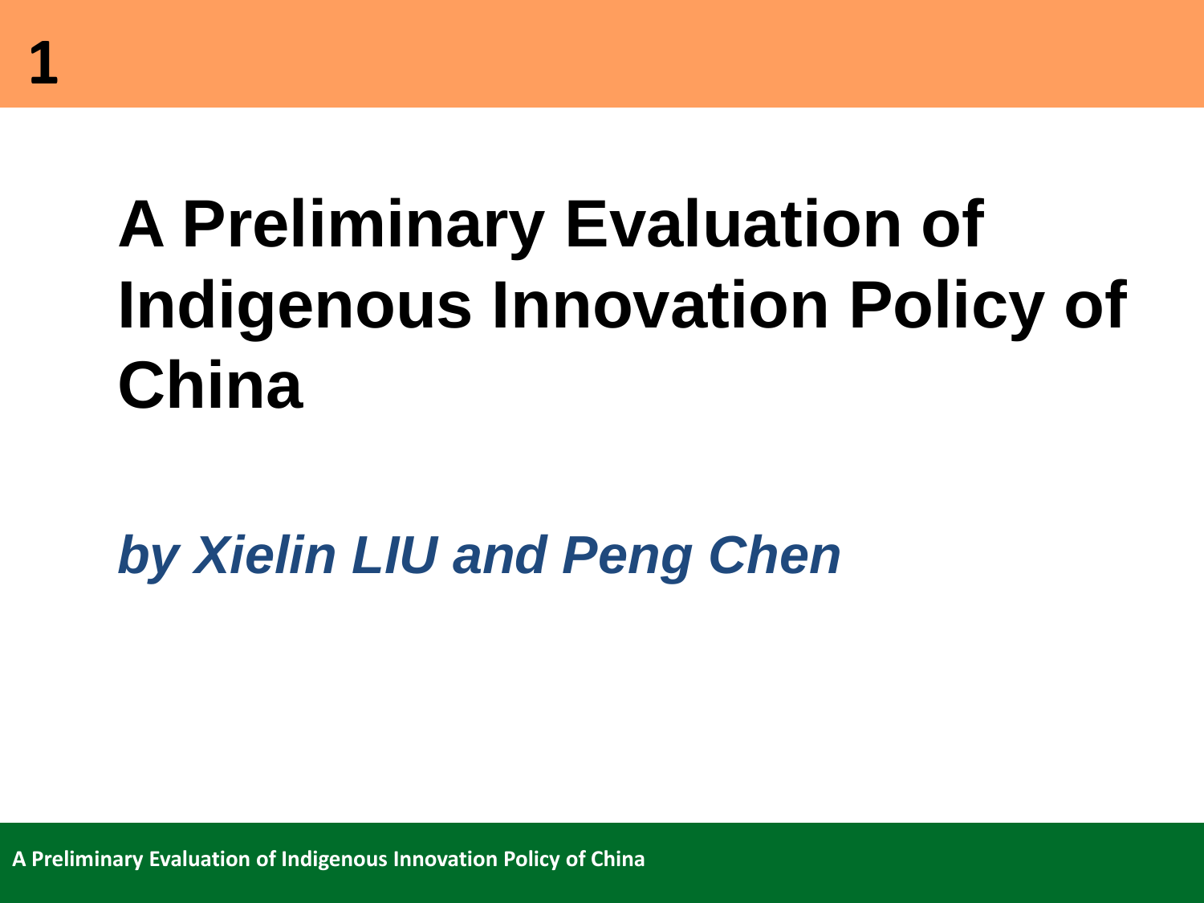# A Preliminary Evaluation of Indigenous Innovation Policy of China

***by Xielin LIU and Peng Chen***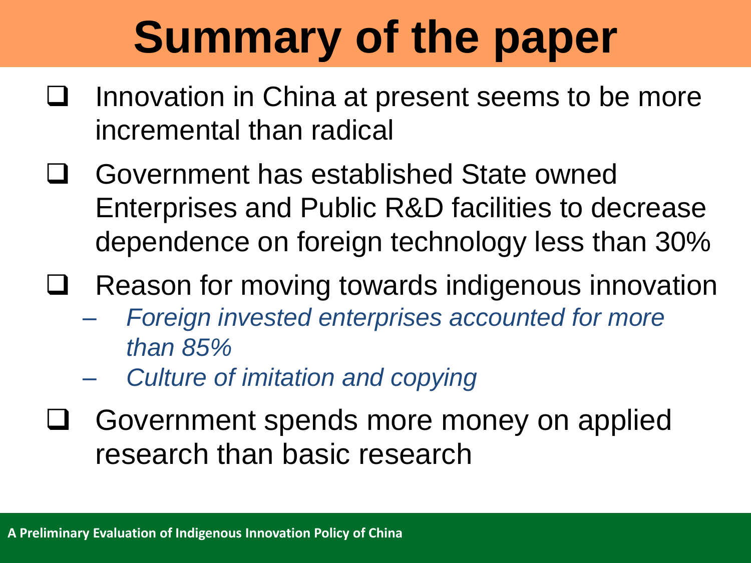# Summary of the paper

- Innovation in China at present seems to be more incremental than radical
- Government has established State owned Enterprises and Public R&D facilities to decrease dependence on foreign technology less than 30%
- Reason for moving towards indigenous innovation
  - *Foreign invested enterprises accounted for more than 85%*
  - *Culture of imitation and copying*
- Government spends more money on applied research than basic research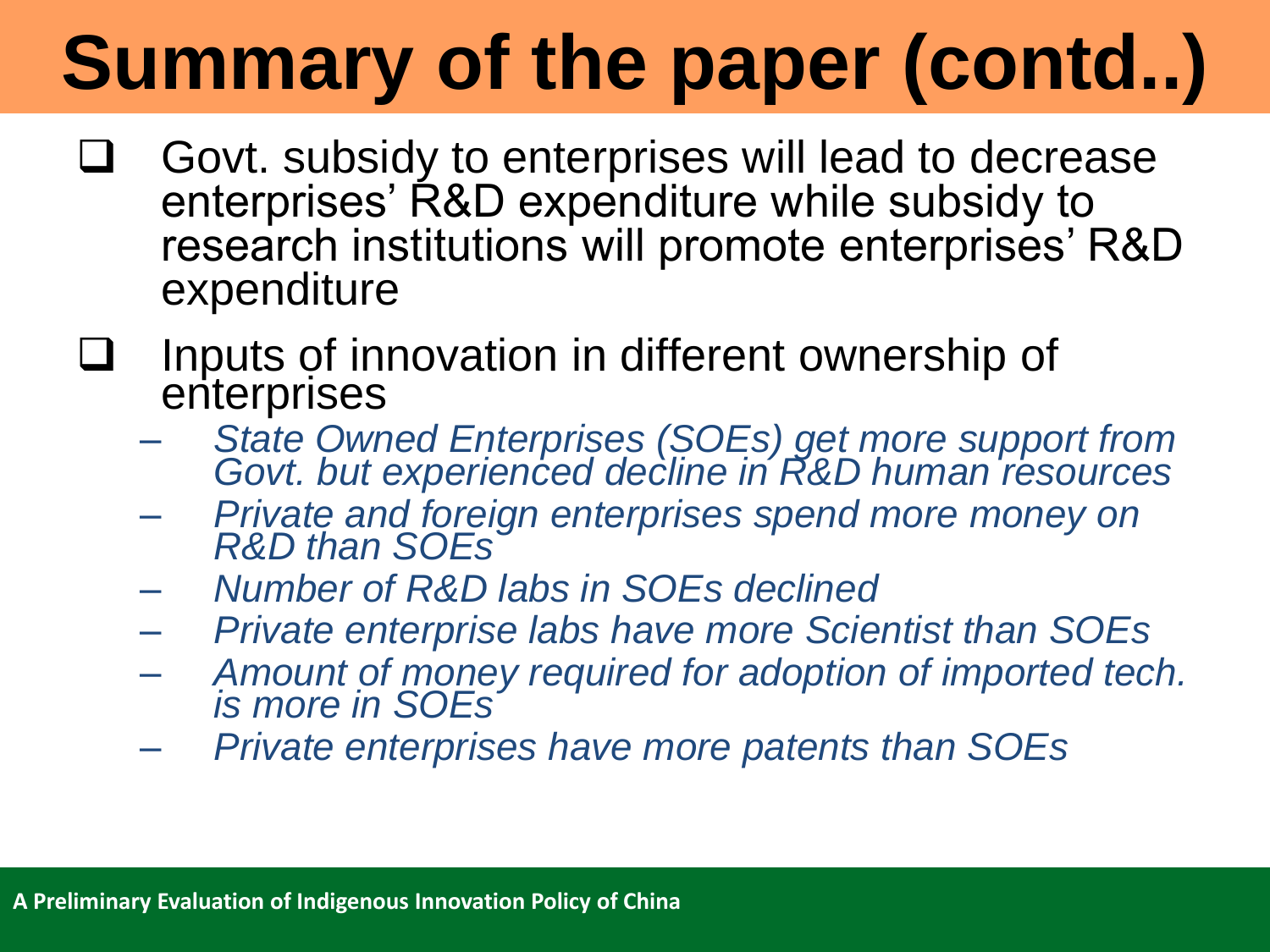# Summary of the paper (contd..)

- Govt. subsidy to enterprises will lead to decrease enterprises' R&D expenditure while subsidy to research institutions will promote enterprises' R&D expenditure
- Inputs of innovation in different ownership of enterprises
  - *State Owned Enterprises (SOEs) get more support from Govt. but experienced decline in R&D human resources*
  - *Private and foreign enterprises spend more money on R&D than SOEs*
  - *Number of R&D labs in SOEs declined*
  - *Private enterprise labs have more Scientist than SOEs*
  - *Amount of money required for adoption of imported tech. is more in SOEs*
  - *Private enterprises have more patents than SOEs*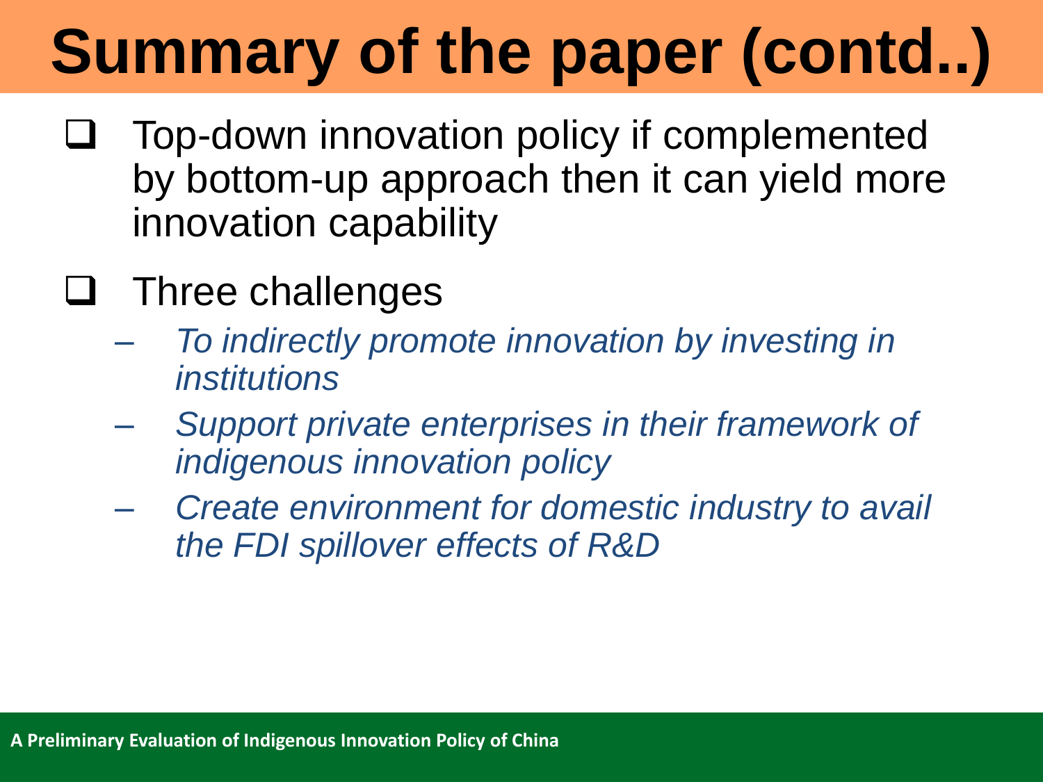# Summary of the paper (contd..)

- Top-down innovation policy if complemented by bottom-up approach then it can yield more innovation capability

- Three challenges
  - *To indirectly promote innovation by investing in institutions*
  - *Support private enterprises in their framework of indigenous innovation policy*
  - *Create environment for domestic industry to avail the FDI spillover effects of R&D*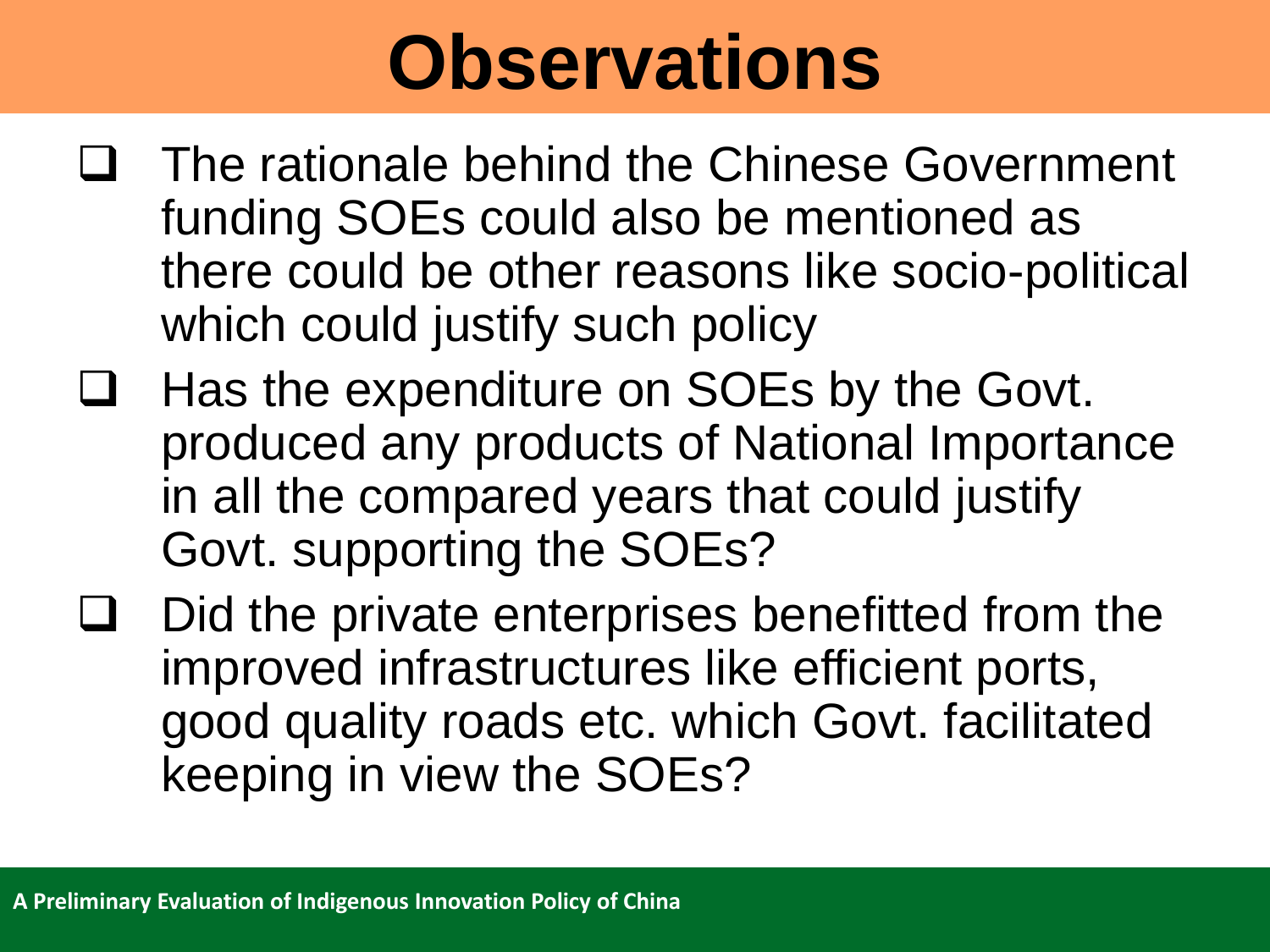# Observations

- The rationale behind the Chinese Government funding SOEs could also be mentioned as there could be other reasons like socio-political which could justify such policy
- Has the expenditure on SOEs by the Govt. produced any products of National Importance in all the compared years that could justify Govt. supporting the SOEs?
- Did the private enterprises benefitted from the improved infrastructures like efficient ports, good quality roads etc. which Govt. facilitated keeping in view the SOEs?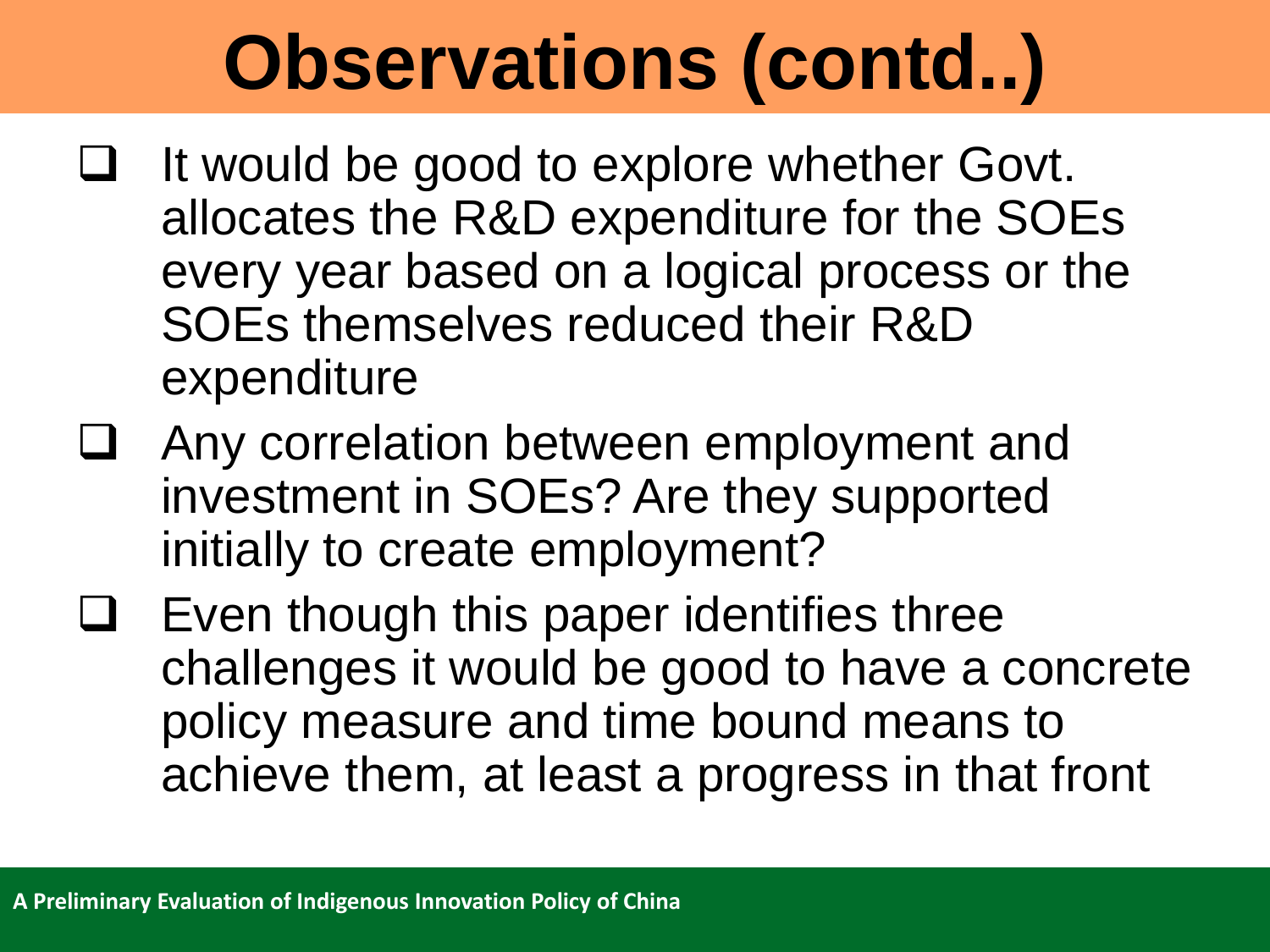# Observations (contd..)

- It would be good to explore whether Govt. allocates the R&D expenditure for the SOEs every year based on a logical process or the SOEs themselves reduced their R&D expenditure
- Any correlation between employment and investment in SOEs? Are they supported initially to create employment?
- Even though this paper identifies three challenges it would be good to have a concrete policy measure and time bound means to achieve them, at least a progress in that front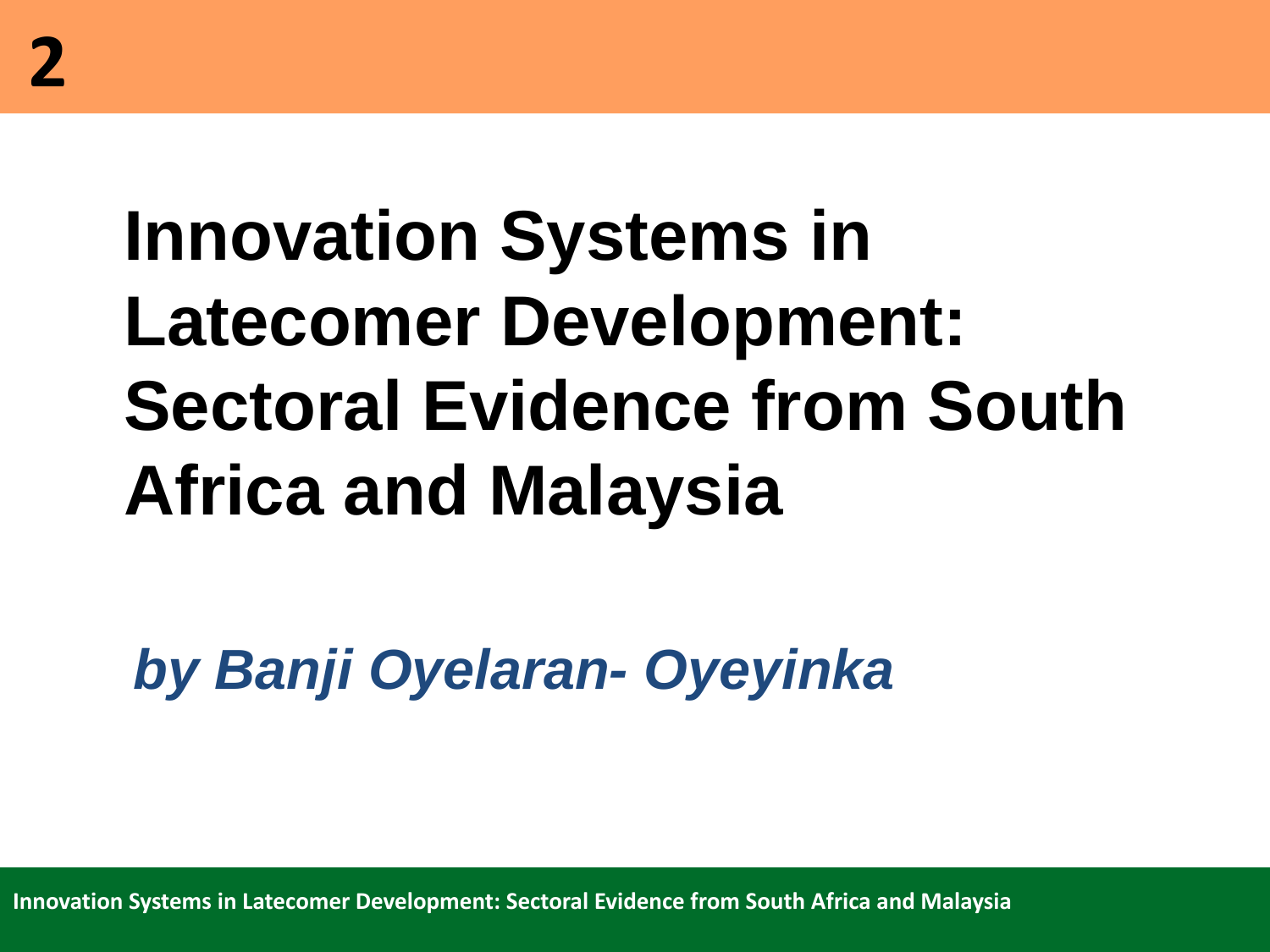2

# Innovation Systems in Latecomer Development: Sectoral Evidence from South Africa and Malaysia

***by Banji Oyelaran- Oyeyinka***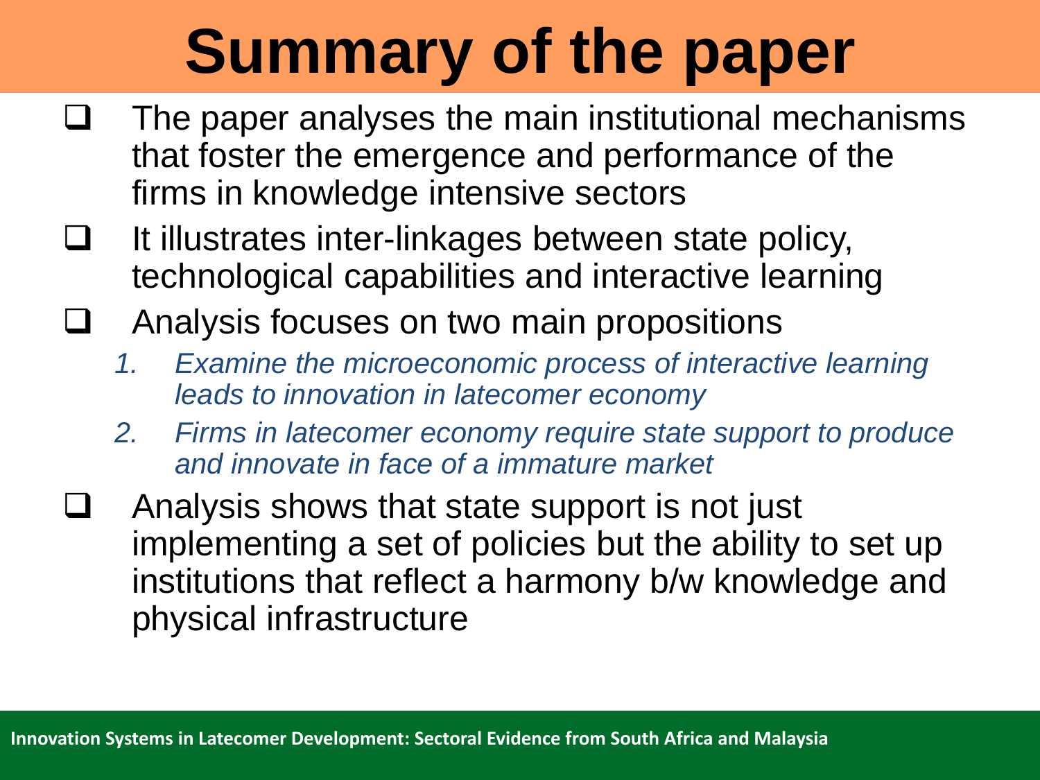# Summary of the paper

- The paper analyses the main institutional mechanisms that foster the emergence and performance of the firms in knowledge intensive sectors
- It illustrates inter-linkages between state policy, technological capabilities and interactive learning
- Analysis focuses on two main propositions
  1. *Examine the microeconomic process of interactive learning leads to innovation in latecomer economy*
  2. *Firms in latecomer economy require state support to produce and innovate in face of a immature market*
- Analysis shows that state support is not just implementing a set of policies but the ability to set up institutions that reflect a harmony b/w knowledge and physical infrastructure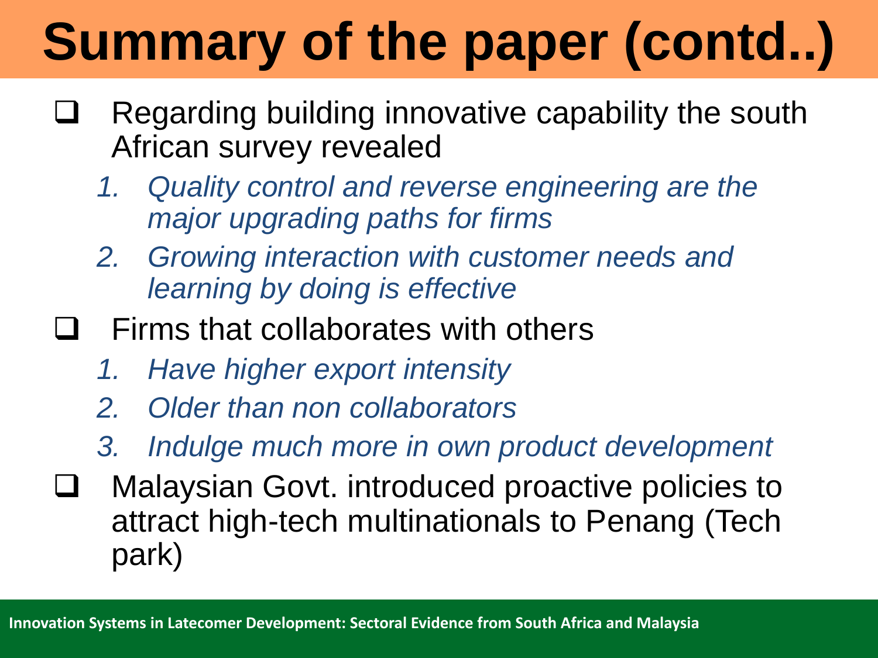# Summary of the paper (contd..)

- Regarding building innovative capability the south African survey revealed
  1. *Quality control and reverse engineering are the major upgrading paths for firms*
  2. *Growing interaction with customer needs and learning by doing is effective*
- Firms that collaborates with others
  1. *Have higher export intensity*
  2. *Older than non collaborators*
  3. *Indulge much more in own product development*
- Malaysian Govt. introduced proactive policies to attract high-tech multinationals to Penang (Tech park)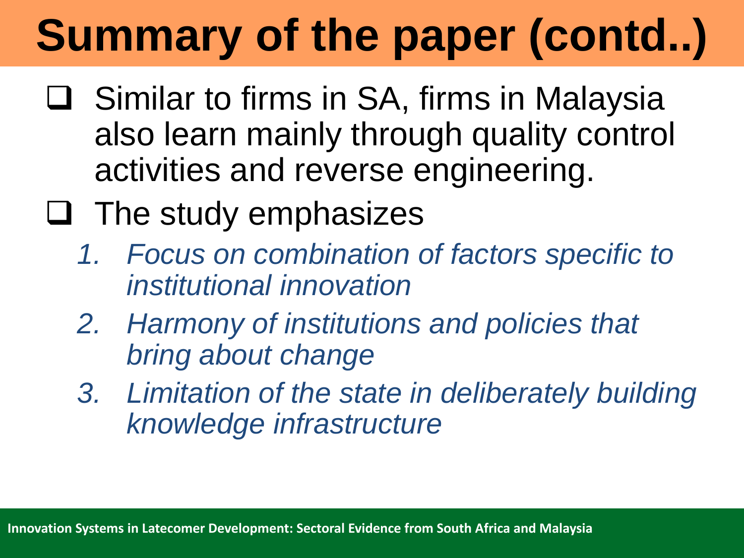# Summary of the paper (contd..)

- Similar to firms in SA, firms in Malaysia also learn mainly through quality control activities and reverse engineering.
- The study emphasizes
  1. *Focus on combination of factors specific to institutional innovation*
  2. *Harmony of institutions and policies that bring about change*
  3. *Limitation of the state in deliberately building knowledge infrastructure*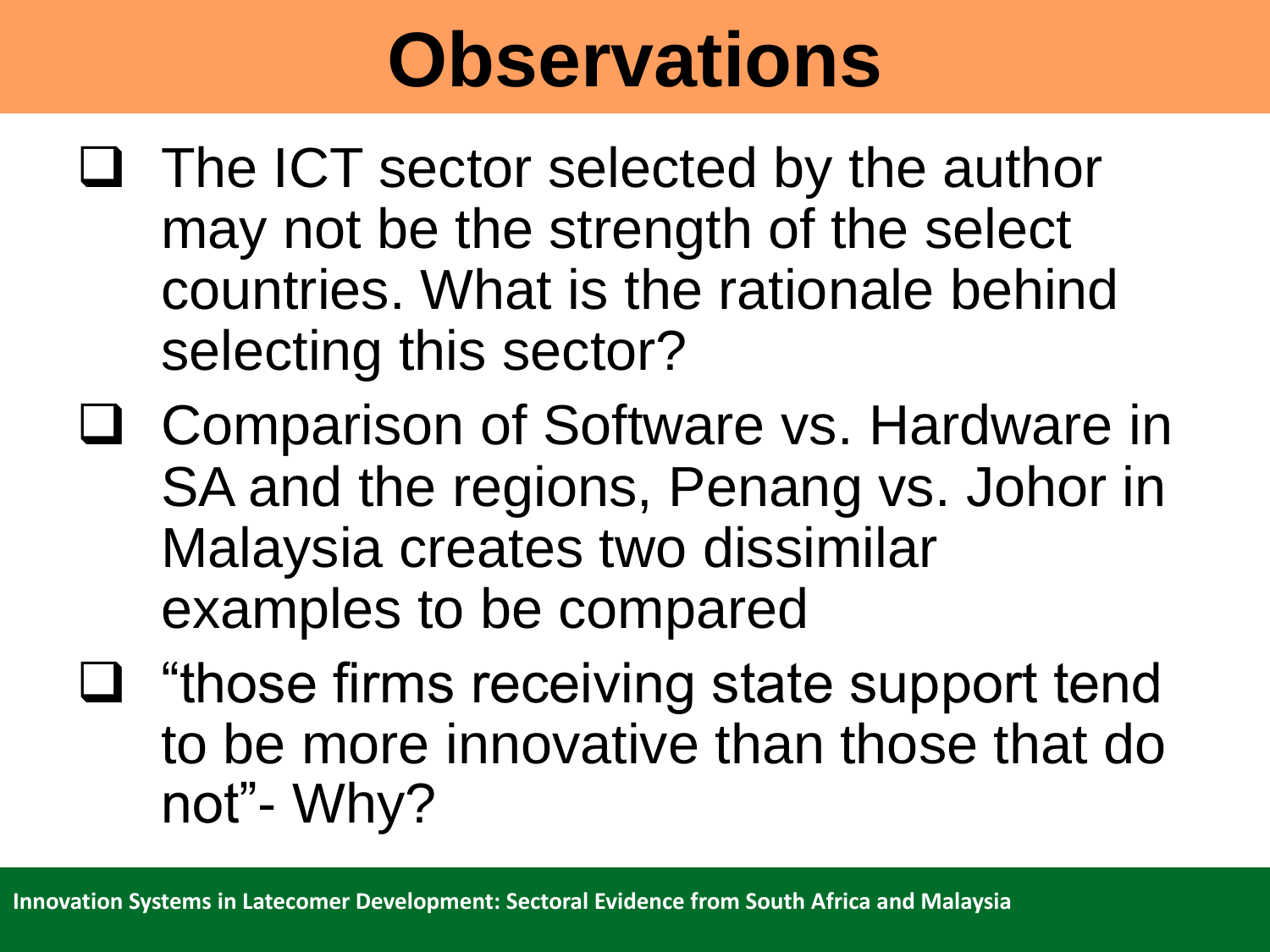# Observations

- The ICT sector selected by the author may not be the strength of the select countries. What is the rationale behind selecting this sector?
- Comparison of Software vs. Hardware in SA and the regions, Penang vs. Johor in Malaysia creates two dissimilar examples to be compared
- "those firms receiving state support tend to be more innovative than those that do not"- Why?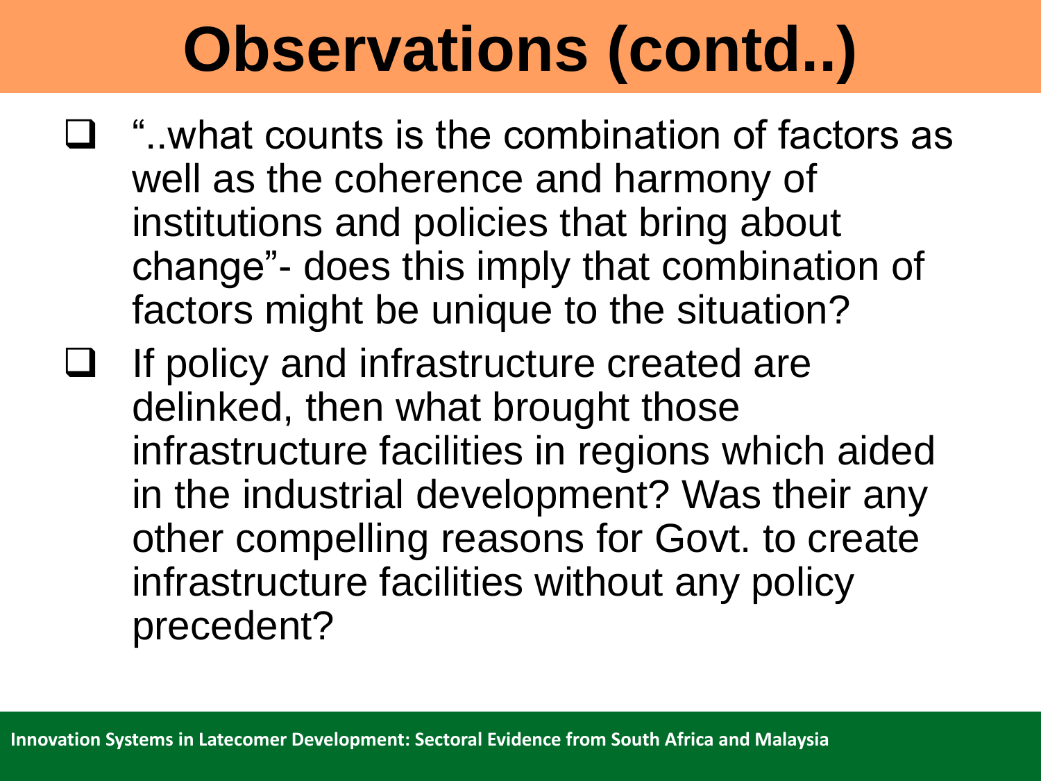# Observations (contd..)

- "..what counts is the combination of factors as well as the coherence and harmony of institutions and policies that bring about change"- does this imply that combination of factors might be unique to the situation?
- If policy and infrastructure created are delinked, then what brought those infrastructure facilities in regions which aided in the industrial development? Was their any other compelling reasons for Govt. to create infrastructure facilities without any policy precedent?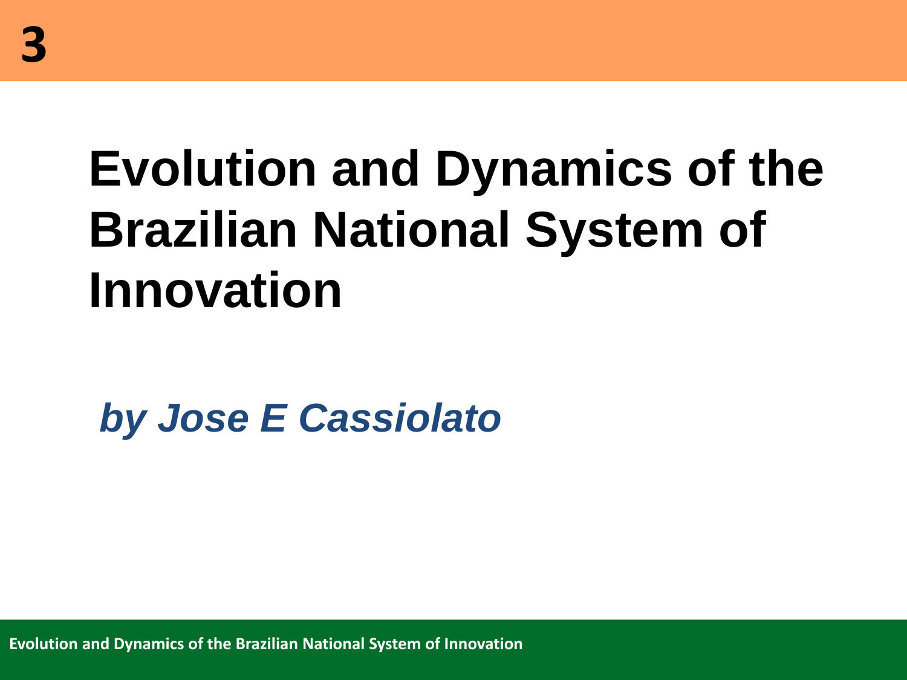3

# Evolution and Dynamics of the Brazilian National System of Innovation

***by Jose E Cassiolato***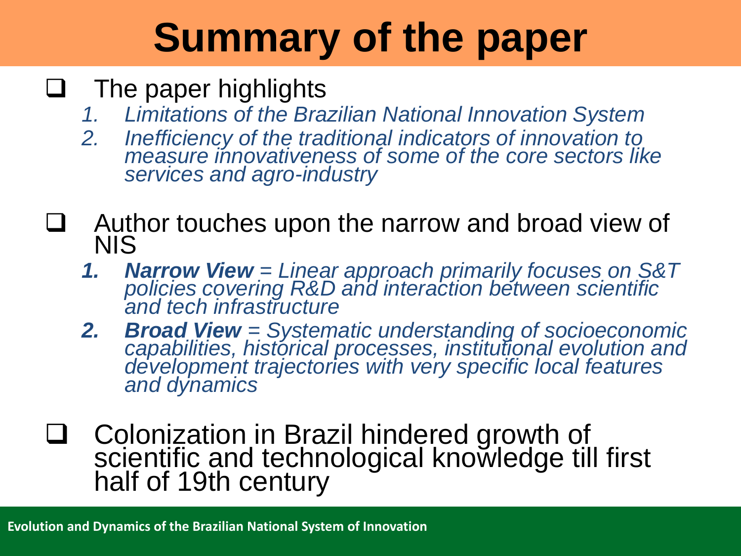# Summary of the paper

- The paper highlights
  1. *Limitations of the Brazilian National Innovation System*
  2. *Inefficiency of the traditional indicators of innovation to measure innovativeness of some of the core sectors like services and agro-industry*

- Author touches upon the narrow and broad view of NIS
  1. ***Narrow View** = Linear approach primarily focuses on S&T policies covering R&D and interaction between scientific and tech infrastructure*
  2. ***Broad View** = Systematic understanding of socioeconomic capabilities, historical processes, institutional evolution and development trajectories with very specific local features and dynamics*

- Colonization in Brazil hindered growth of scientific and technological knowledge till first half of 19th century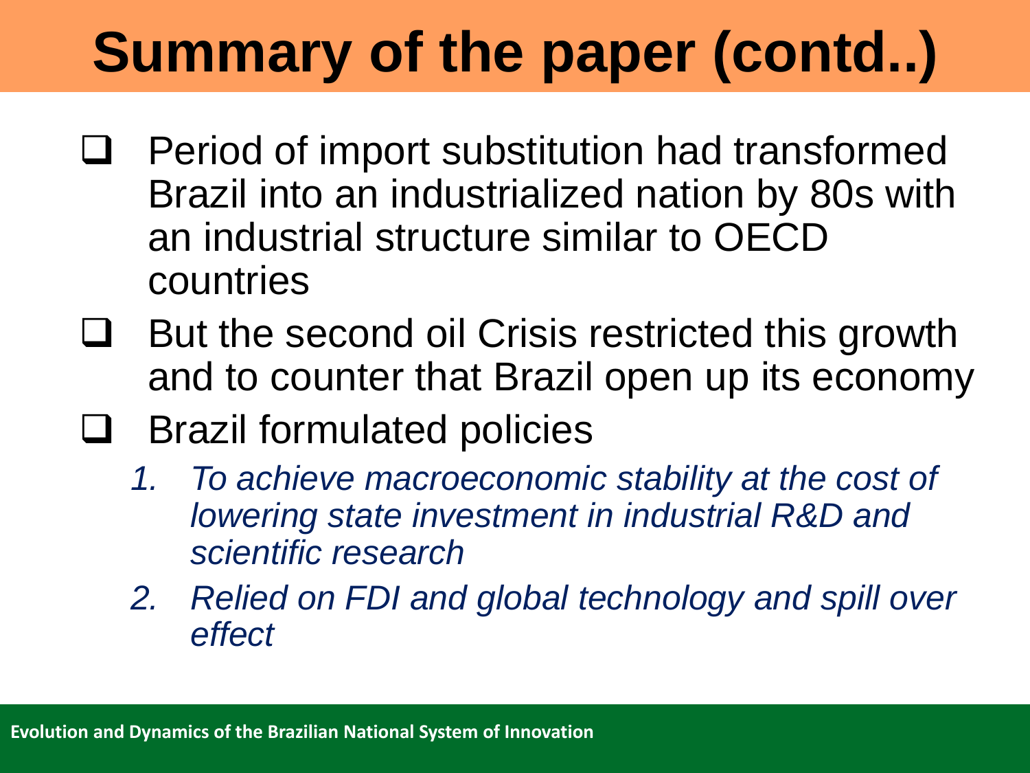# Summary of the paper (contd..)

- Period of import substitution had transformed Brazil into an industrialized nation by 80s with an industrial structure similar to OECD countries
- But the second oil Crisis restricted this growth and to counter that Brazil open up its economy
- Brazil formulated policies
  1. *To achieve macroeconomic stability at the cost of lowering state investment in industrial R&D and scientific research*
  2. *Relied on FDI and global technology and spill over effect*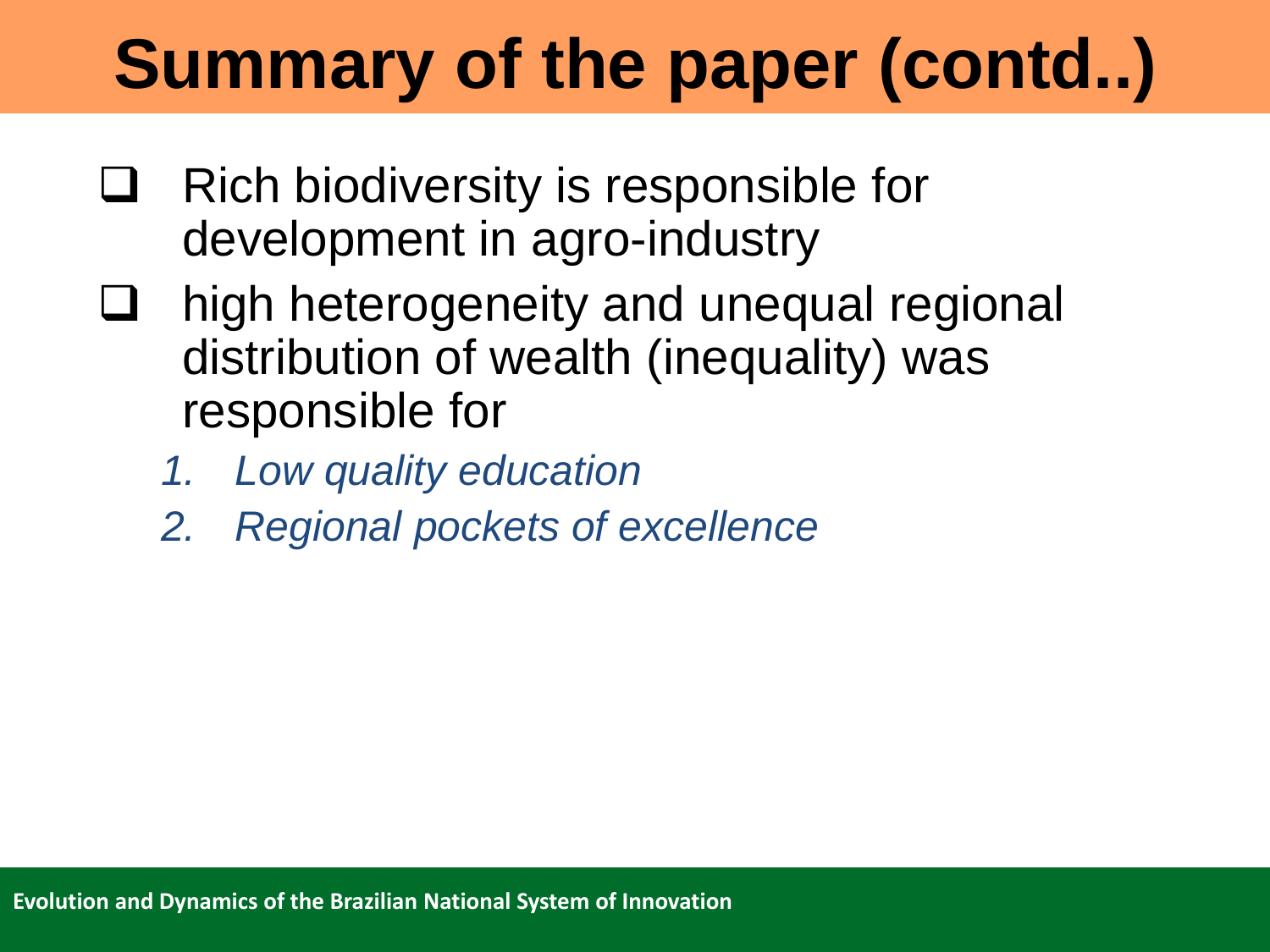# Summary of the paper (contd..)

- Rich biodiversity is responsible for development in agro-industry
- high heterogeneity and unequal regional distribution of wealth (inequality) was responsible for
  1. *Low quality education*
  2. *Regional pockets of excellence*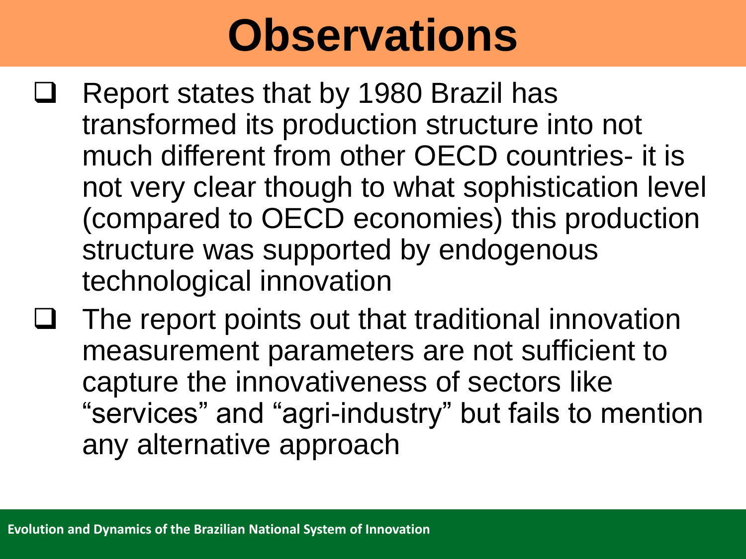# Observations

- Report states that by 1980 Brazil has transformed its production structure into not much different from other OECD countries- it is not very clear though to what sophistication level (compared to OECD economies) this production structure was supported by endogenous technological innovation
- The report points out that traditional innovation measurement parameters are not sufficient to capture the innovativeness of sectors like "services" and "agri-industry" but fails to mention any alternative approach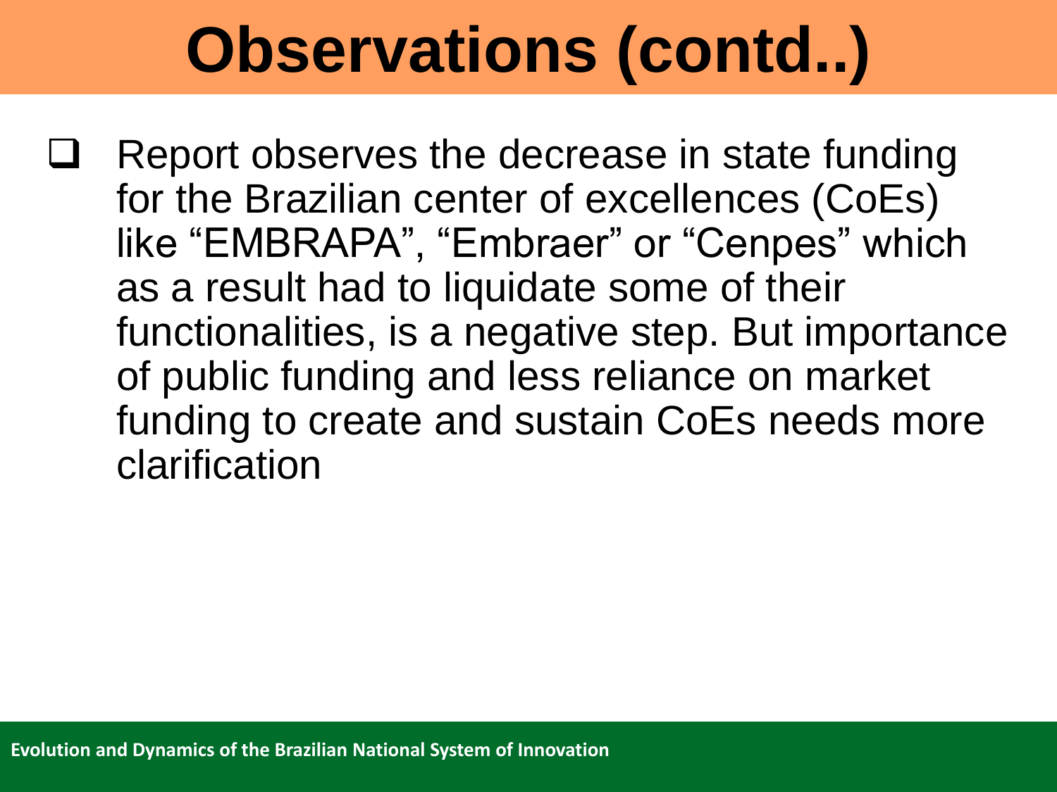# Observations (contd..)

- Report observes the decrease in state funding for the Brazilian center of excellences (CoEs) like “EMBRAPA”, “Embraer” or “Cenpes” which as a result had to liquidate some of their functionalities, is a negative step. But importance of public funding and less reliance on market funding to create and sustain CoEs needs more clarification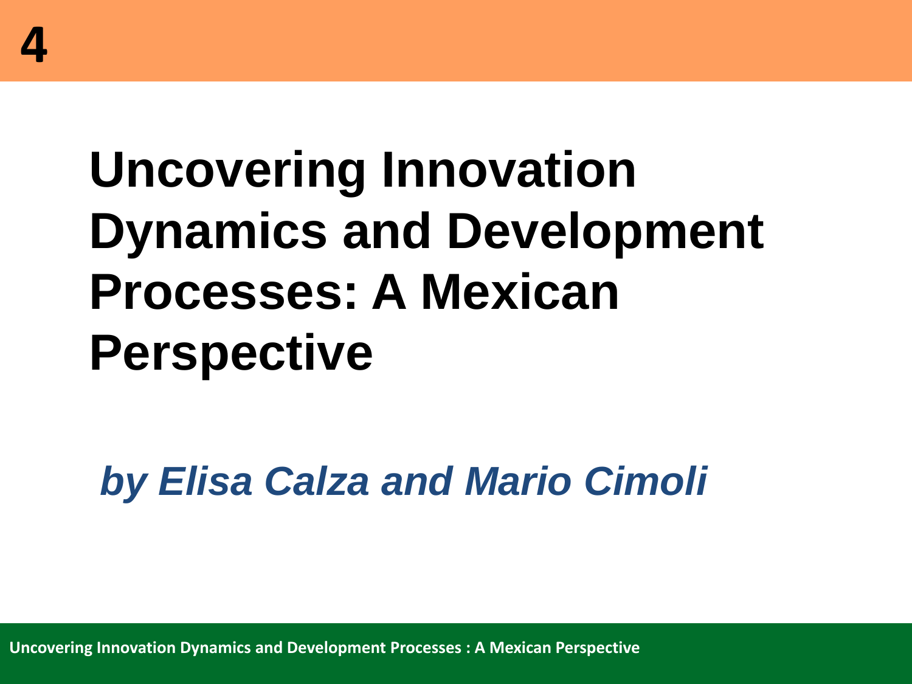# 4

# Uncovering Innovation Dynamics and Development Processes: A Mexican Perspective

***by Elisa Calza and Mario Cimoli***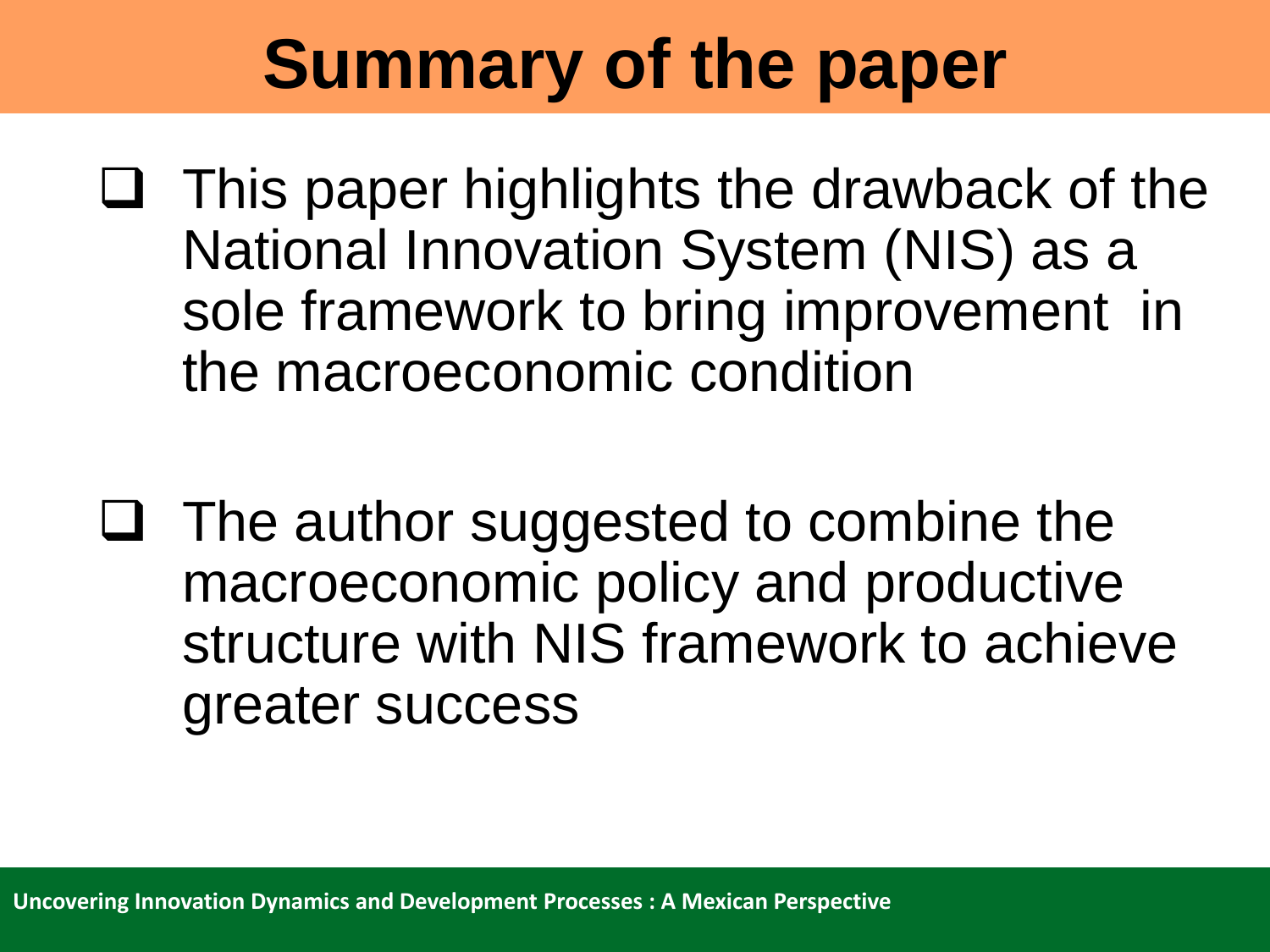# Summary of the paper

- This paper highlights the drawback of the National Innovation System (NIS) as a sole framework to bring improvement in the macroeconomic condition

- The author suggested to combine the macroeconomic policy and productive structure with NIS framework to achieve greater success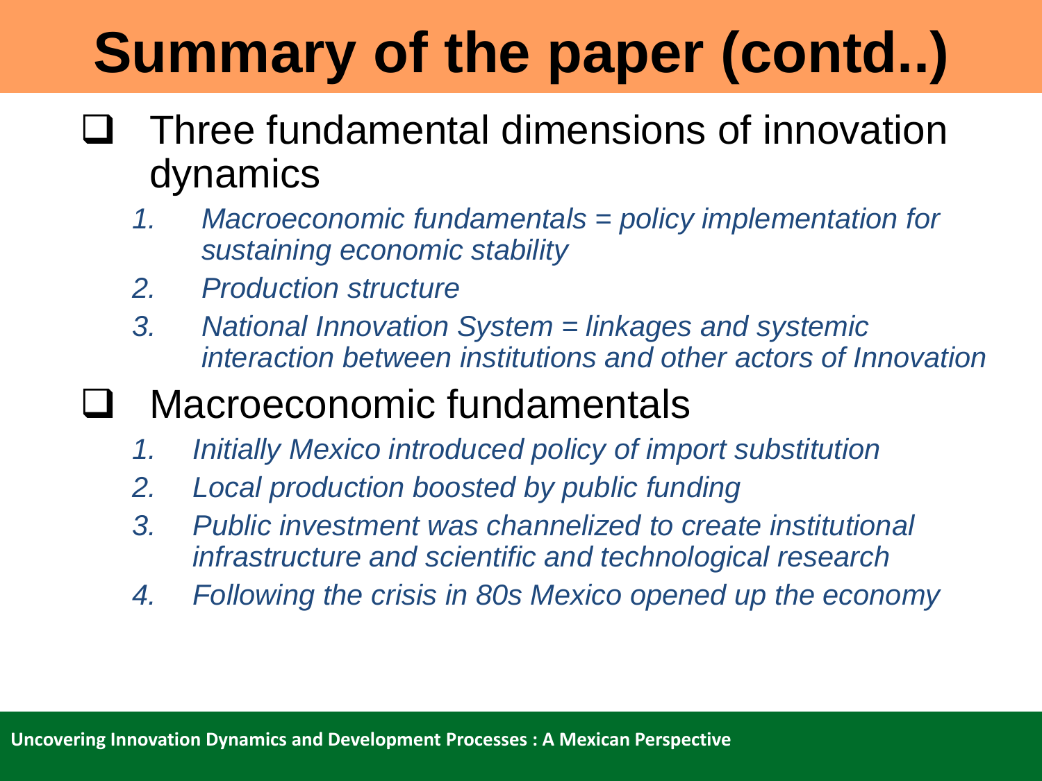# Summary of the paper (contd..)

- Three fundamental dimensions of innovation dynamics
    1. *Macroeconomic fundamentals = policy implementation for sustaining economic stability*
    2. *Production structure*
    3. *National Innovation System = linkages and systemic interaction between institutions and other actors of Innovation*
- Macroeconomic fundamentals
    1. *Initially Mexico introduced policy of import substitution*
    2. *Local production boosted by public funding*
    3. *Public investment was channelized to create institutional infrastructure and scientific and technological research*
    4. *Following the crisis in 80s Mexico opened up the economy*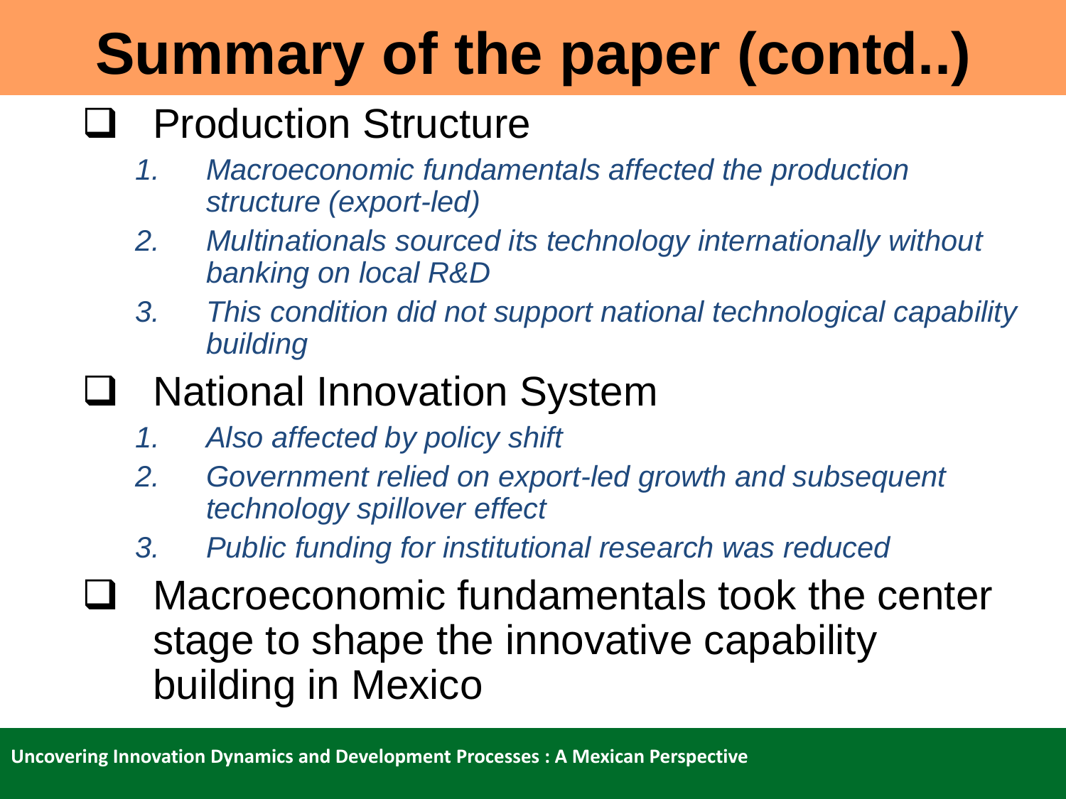# Summary of the paper (contd..)

- Production Structure
  1. *Macroeconomic fundamentals affected the production structure (export-led)*
  2. *Multinationals sourced its technology internationally without banking on local R&D*
  3. *This condition did not support national technological capability building*
- National Innovation System
  1. *Also affected by policy shift*
  2. *Government relied on export-led growth and subsequent technology spillover effect*
  3. *Public funding for institutional research was reduced*
- Macroeconomic fundamentals took the center stage to shape the innovative capability building in Mexico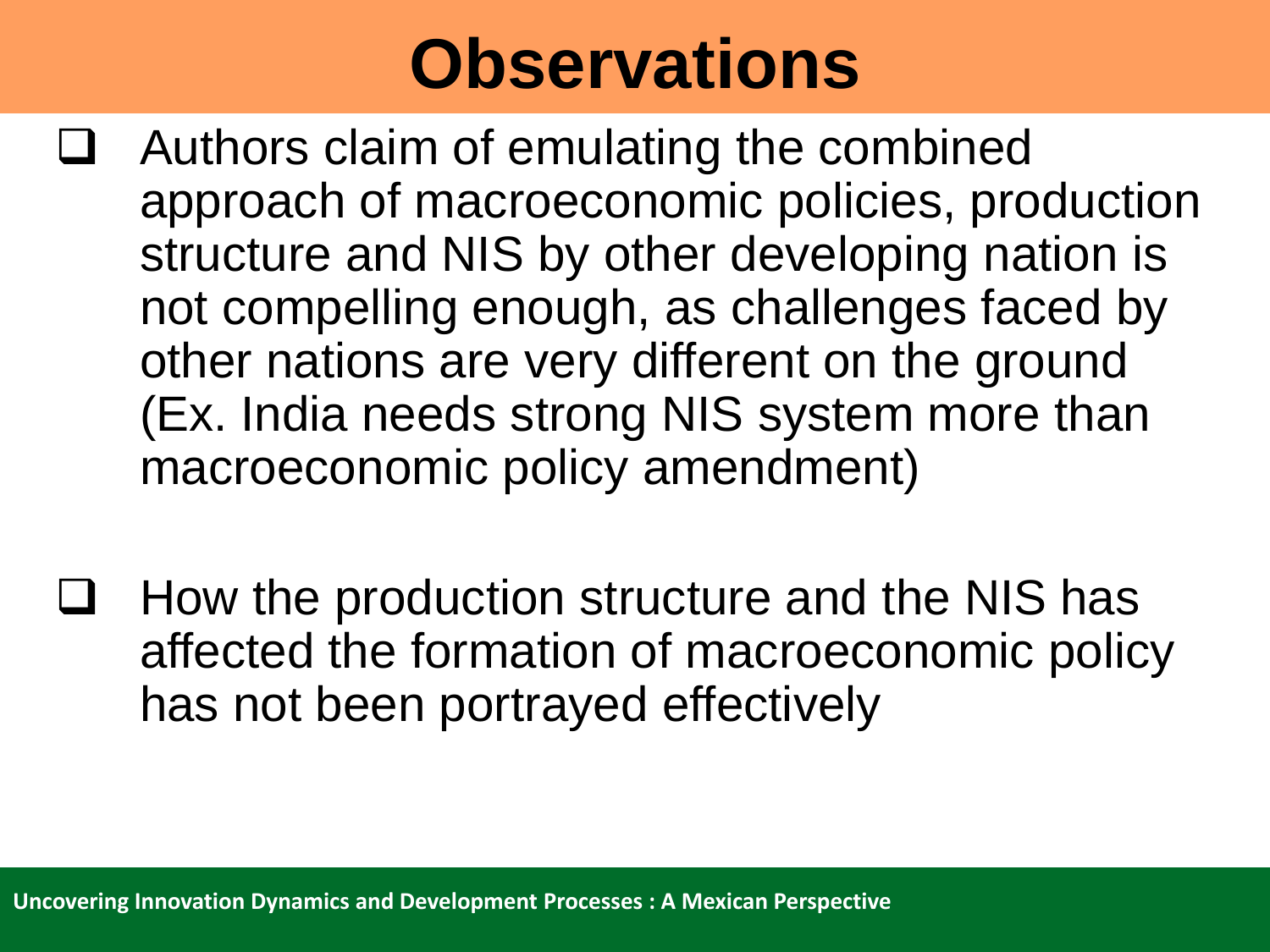# Observations

- Authors claim of emulating the combined approach of macroeconomic policies, production structure and NIS by other developing nation is not compelling enough, as challenges faced by other nations are very different on the ground (Ex. India needs strong NIS system more than macroeconomic policy amendment)

- How the production structure and the NIS has affected the formation of macroeconomic policy has not been portrayed effectively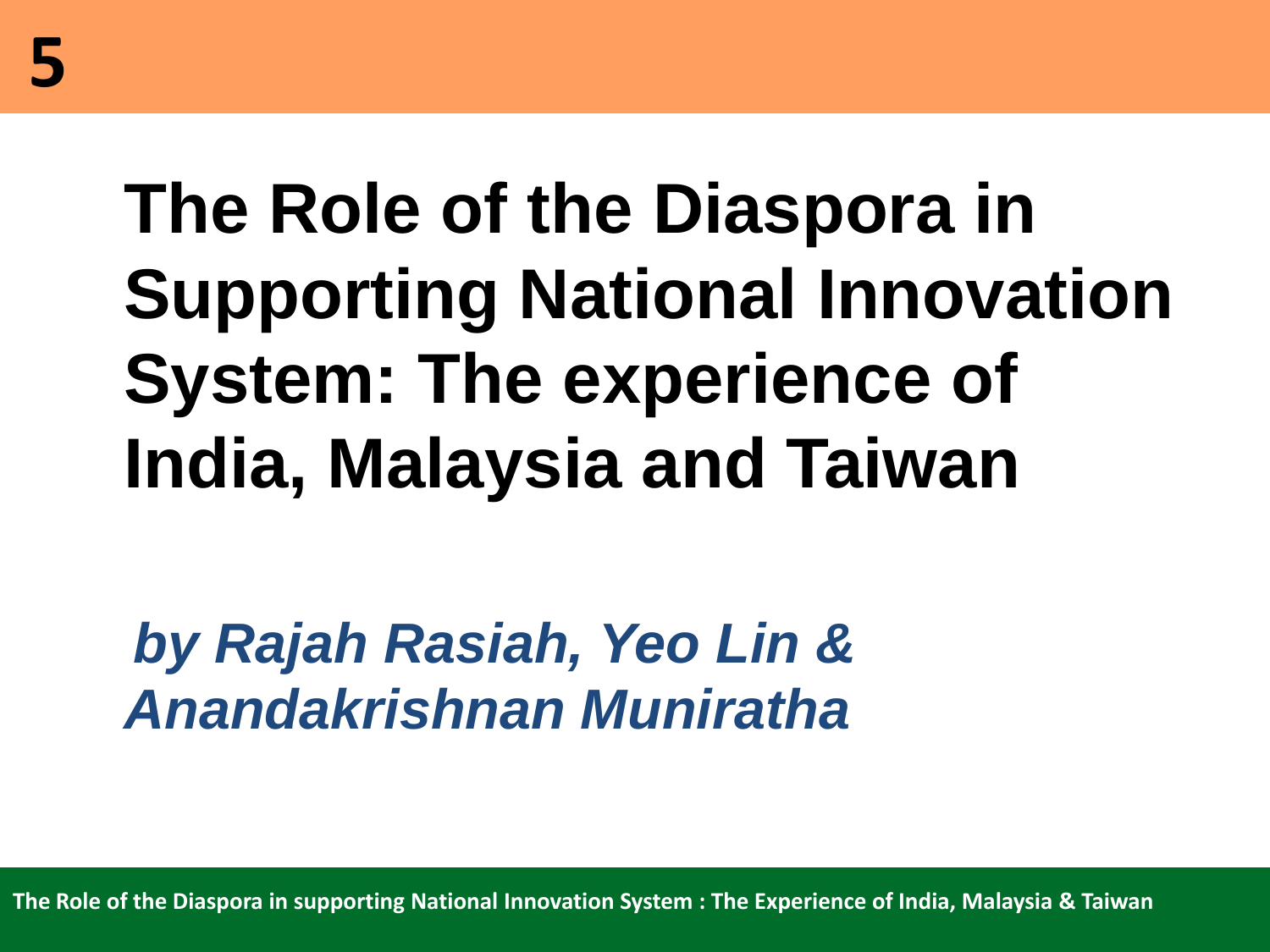5

# The Role of the Diaspora in Supporting National Innovation System: The experience of India, Malaysia and Taiwan

***by Rajah Rasiah, Yeo Lin & Anandakrishnan Muniratha***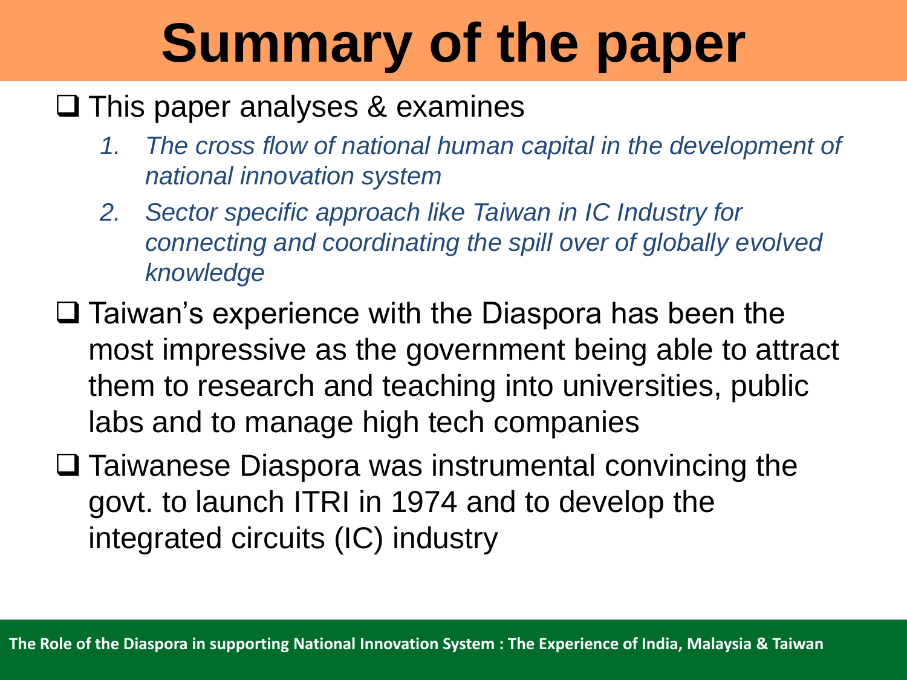# Summary of the paper

- This paper analyses & examines
  1. *The cross flow of national human capital in the development of national innovation system*
  2. *Sector specific approach like Taiwan in IC Industry for connecting and coordinating the spill over of globally evolved knowledge*
- Taiwan's experience with the Diaspora has been the most impressive as the government being able to attract them to research and teaching into universities, public labs and to manage high tech companies
- Taiwanese Diaspora was instrumental convincing the govt. to launch ITRI in 1974 and to develop the integrated circuits (IC) industry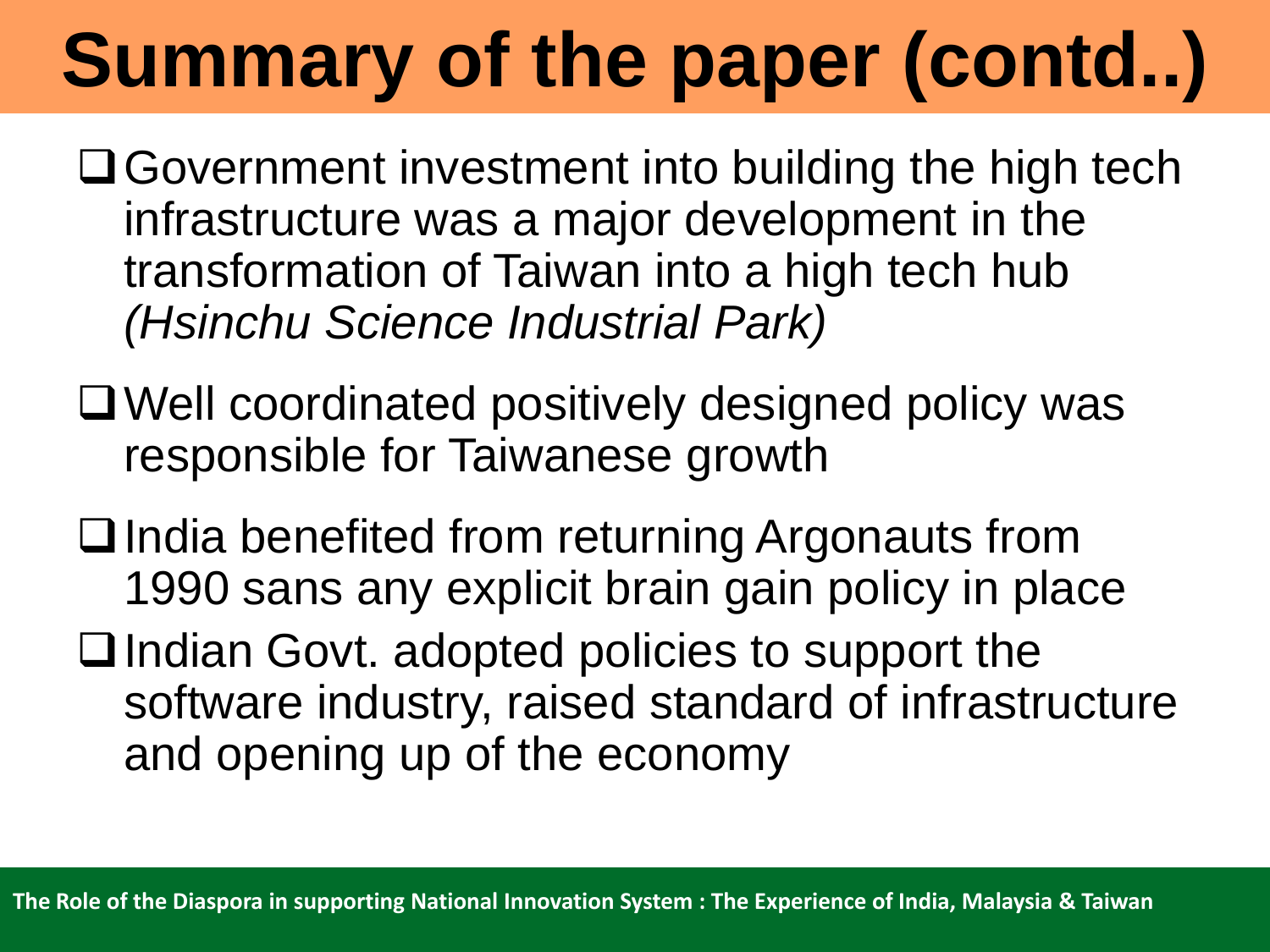# Summary of the paper (contd..)

- Government investment into building the high tech infrastructure was a major development in the transformation of Taiwan into a high tech hub *(Hsinchu Science Industrial Park)*
- Well coordinated positively designed policy was responsible for Taiwanese growth
- India benefited from returning Argonauts from 1990 sans any explicit brain gain policy in place
- Indian Govt. adopted policies to support the software industry, raised standard of infrastructure and opening up of the economy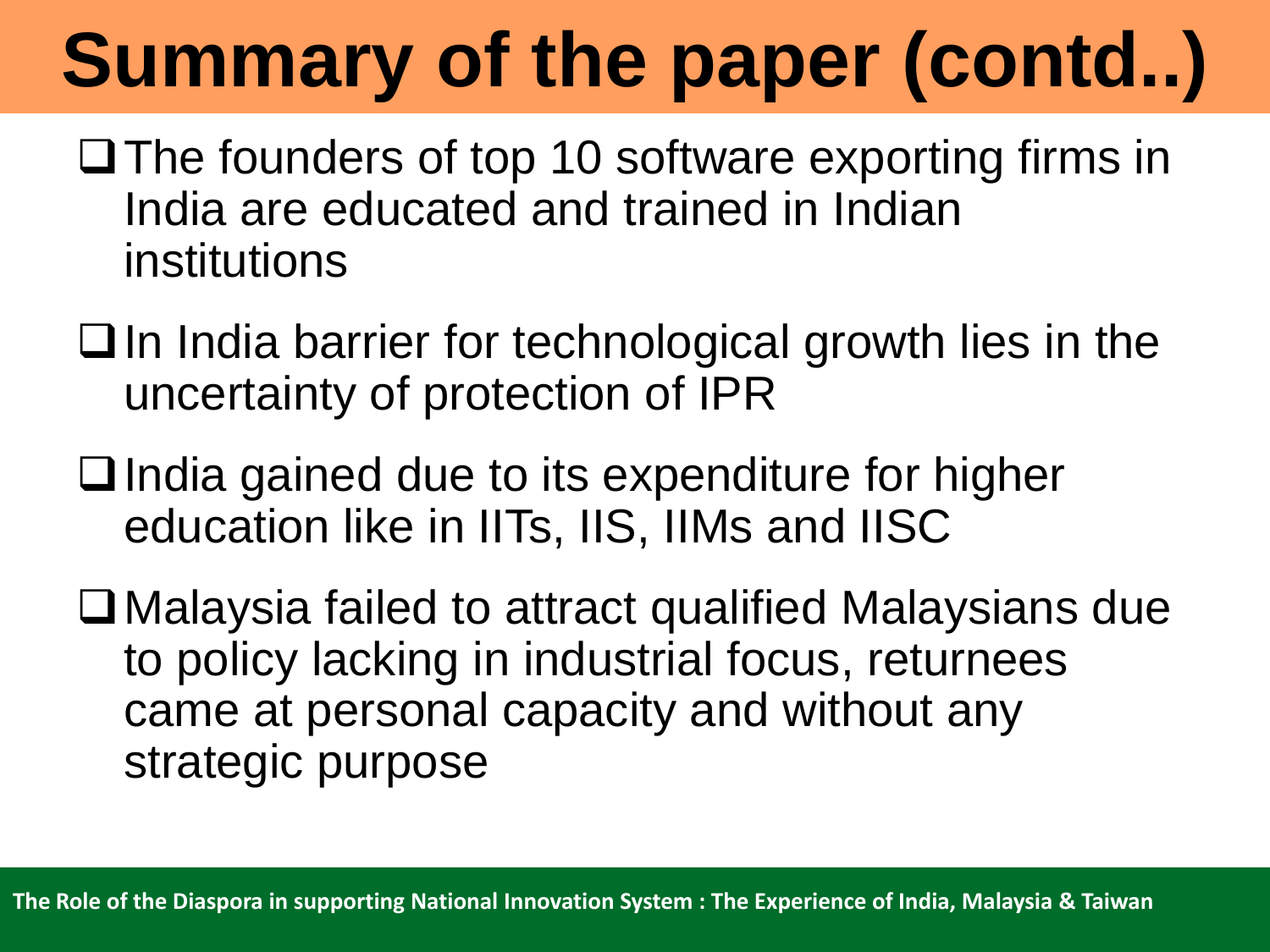# Summary of the paper (contd..)

- The founders of top 10 software exporting firms in India are educated and trained in Indian institutions
- In India barrier for technological growth lies in the uncertainty of protection of IPR
- India gained due to its expenditure for higher education like in IITs, IIS, IIMs and IISC
- Malaysia failed to attract qualified Malaysians due to policy lacking in industrial focus, returnees came at personal capacity and without any strategic purpose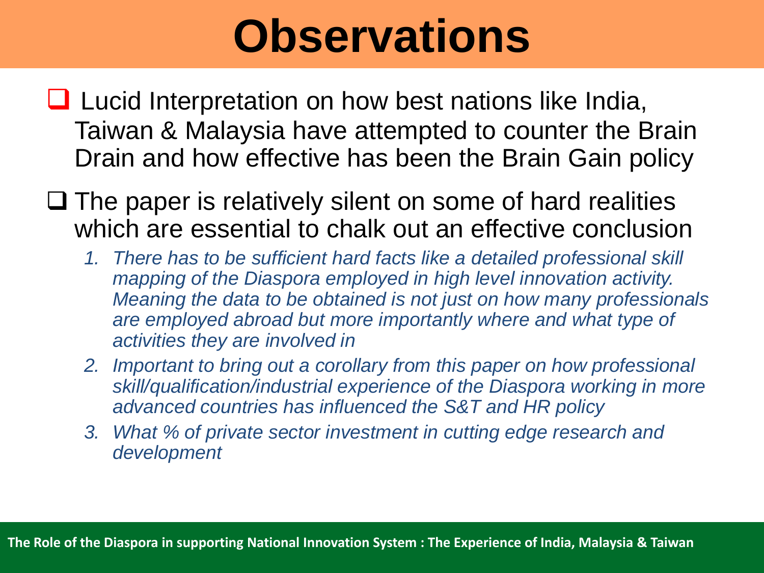# Observations

- Lucid Interpretation on how best nations like India, Taiwan & Malaysia have attempted to counter the Brain Drain and how effective has been the Brain Gain policy
- The paper is relatively silent on some of hard realities which are essential to chalk out an effective conclusion
  1. *There has to be sufficient hard facts like a detailed professional skill mapping of the Diaspora employed in high level innovation activity. Meaning the data to be obtained is not just on how many professionals are employed abroad but more importantly where and what type of activities they are involved in*
  2. *Important to bring out a corollary from this paper on how professional skill/qualification/industrial experience of the Diaspora working in more advanced countries has influenced the S&T and HR policy*
  3. *What % of private sector investment in cutting edge research and development*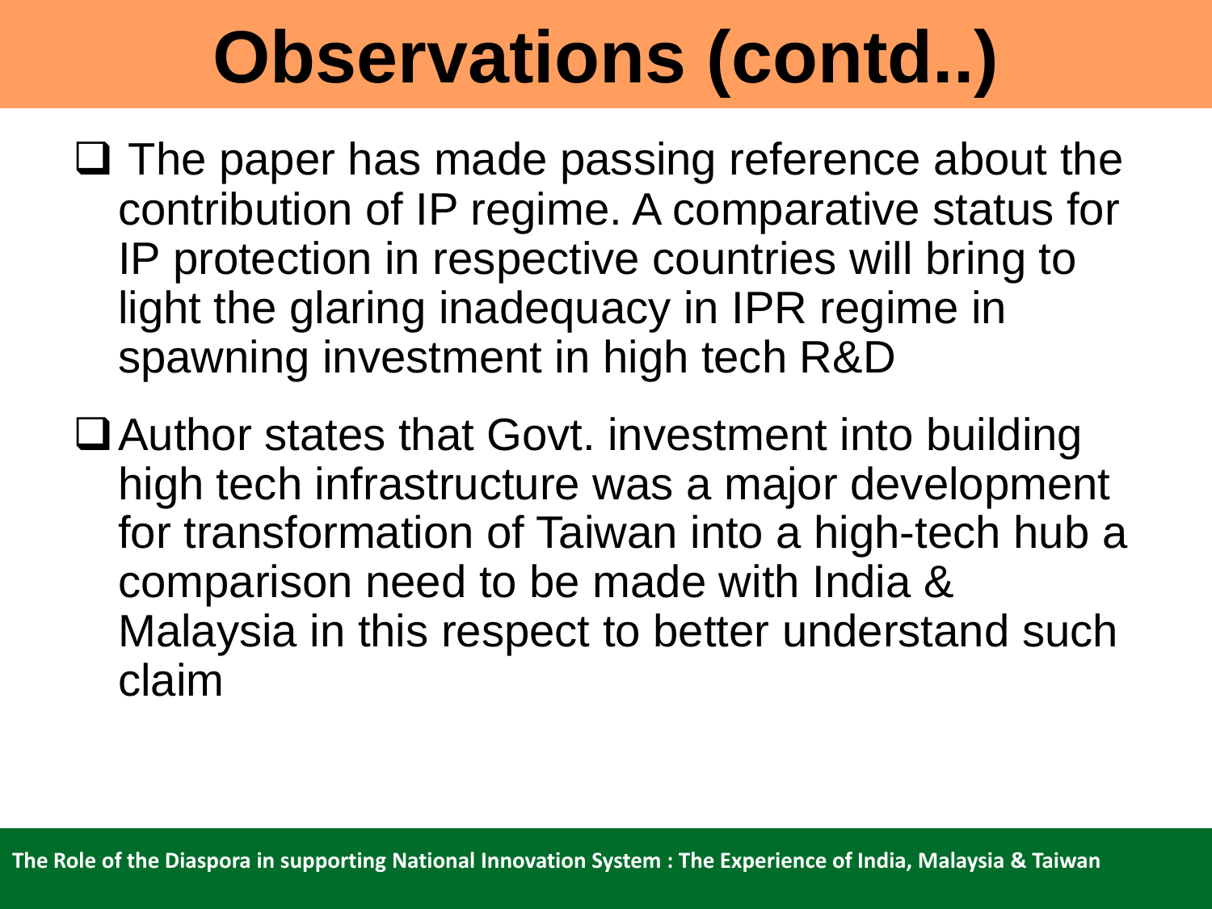# Observations (contd..)

- The paper has made passing reference about the contribution of IP regime. A comparative status for IP protection in respective countries will bring to light the glaring inadequacy in IPR regime in spawning investment in high tech R&D
- Author states that Govt. investment into building high tech infrastructure was a major development for transformation of Taiwan into a high-tech hub a comparison need to be made with India & Malaysia in this respect to better understand such claim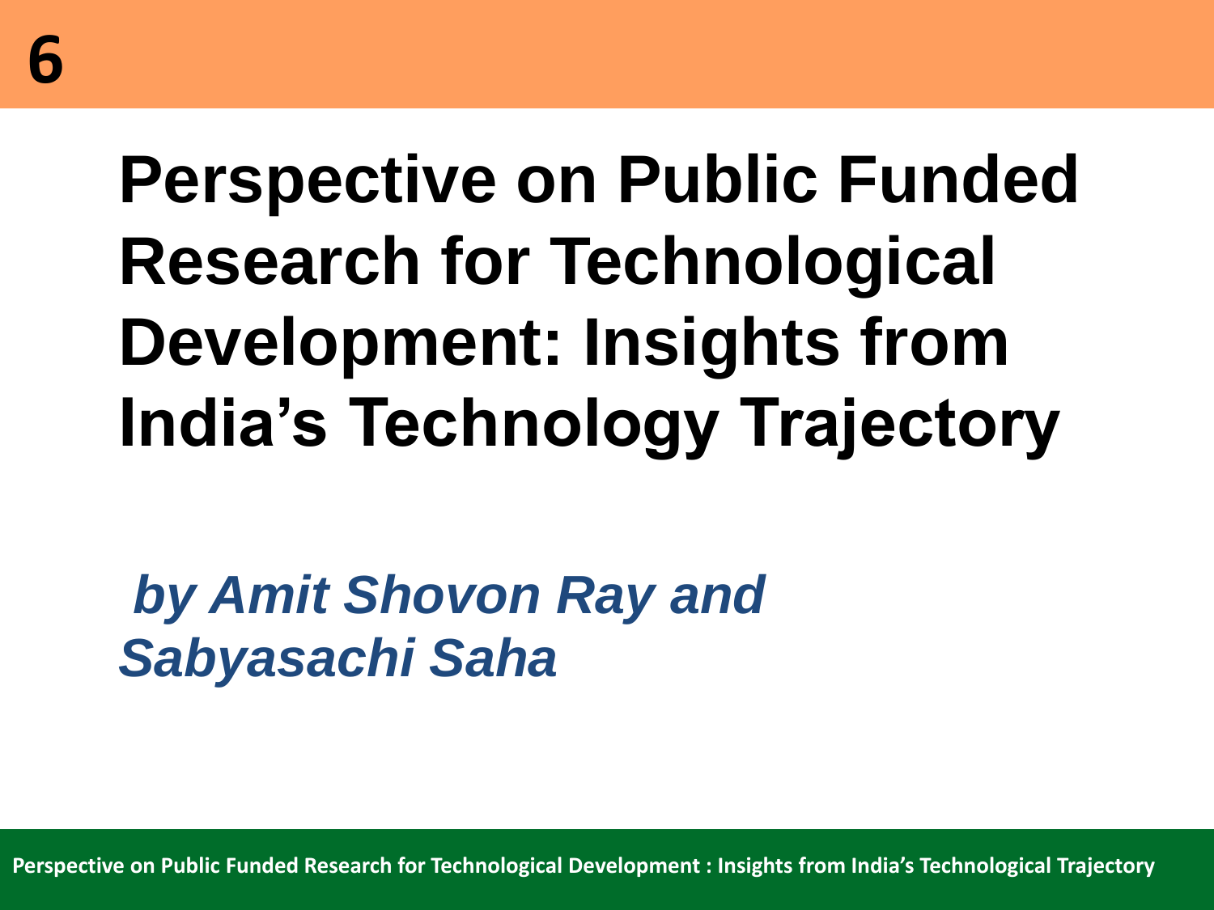6

# Perspective on Public Funded Research for Technological Development: Insights from India's Technology Trajectory

***by Amit Shovon Ray and Sabyasachi Saha***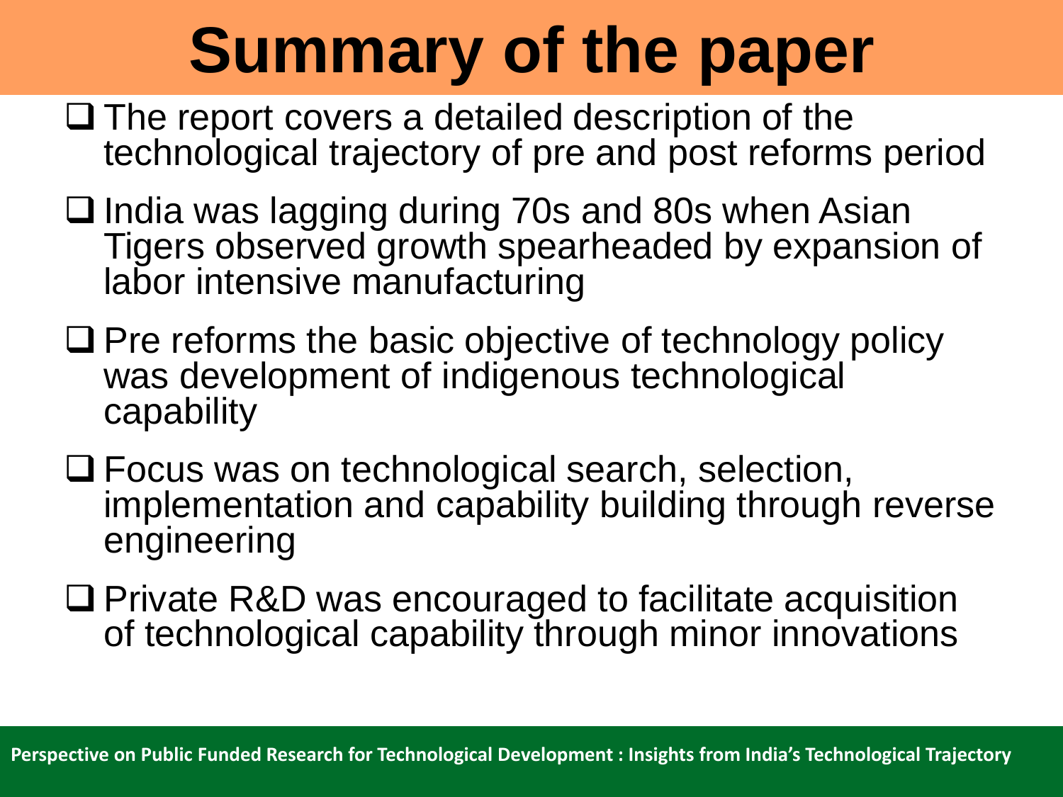# Summary of the paper

- The report covers a detailed description of the technological trajectory of pre and post reforms period
- India was lagging during 70s and 80s when Asian Tigers observed growth spearheaded by expansion of labor intensive manufacturing
- Pre reforms the basic objective of technology policy was development of indigenous technological capability
- Focus was on technological search, selection, implementation and capability building through reverse engineering
- Private R&D was encouraged to facilitate acquisition of technological capability through minor innovations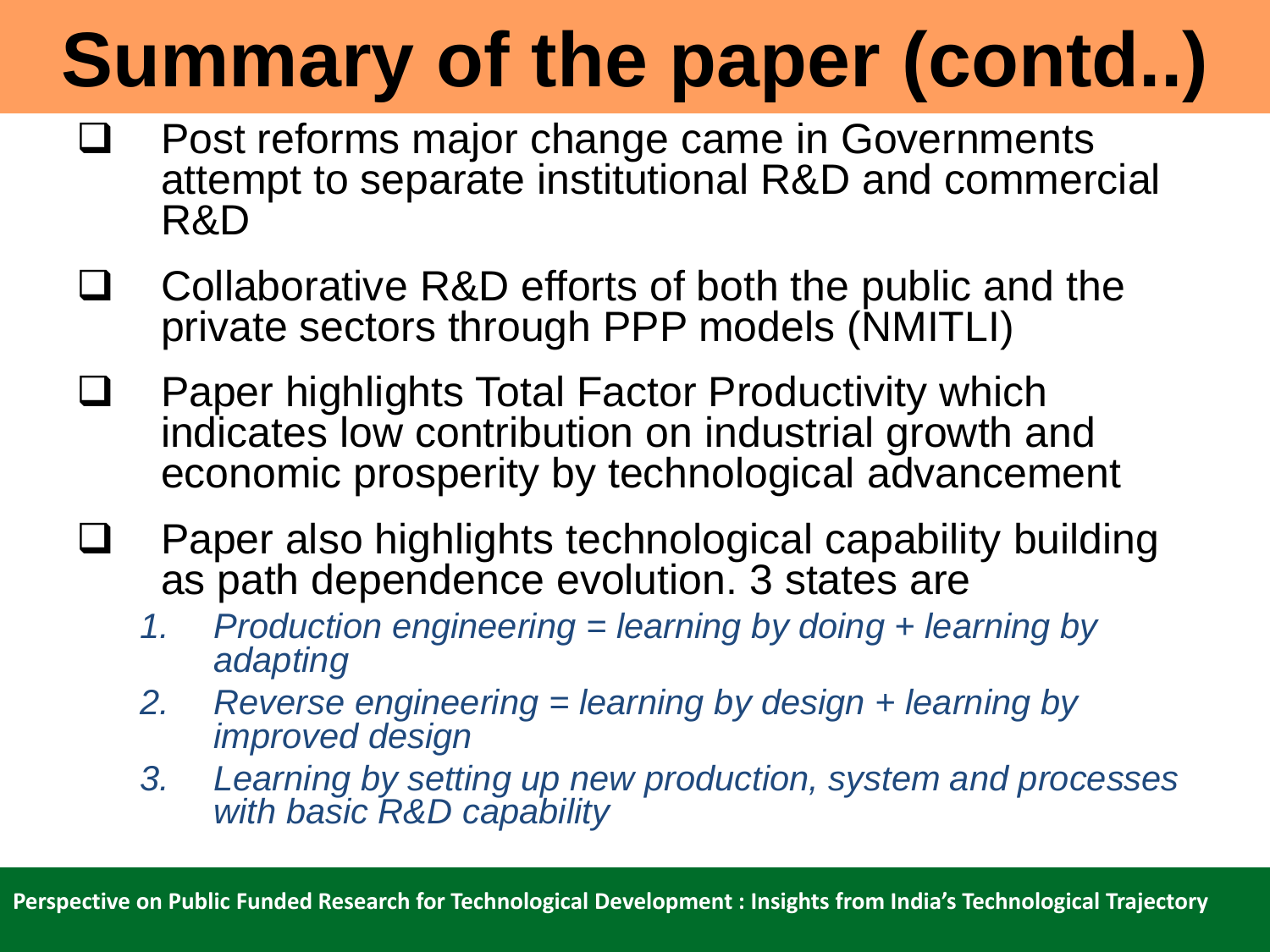# Summary of the paper (contd..)

- Post reforms major change came in Governments attempt to separate institutional R&D and commercial R&D
- Collaborative R&D efforts of both the public and the private sectors through PPP models (NMITLI)
- Paper highlights Total Factor Productivity which indicates low contribution on industrial growth and economic prosperity by technological advancement
- Paper also highlights technological capability building as path dependence evolution. 3 states are
  1. *Production engineering = learning by doing + learning by adapting*
  2. *Reverse engineering = learning by design + learning by improved design*
  3. *Learning by setting up new production, system and processes with basic R&D capability*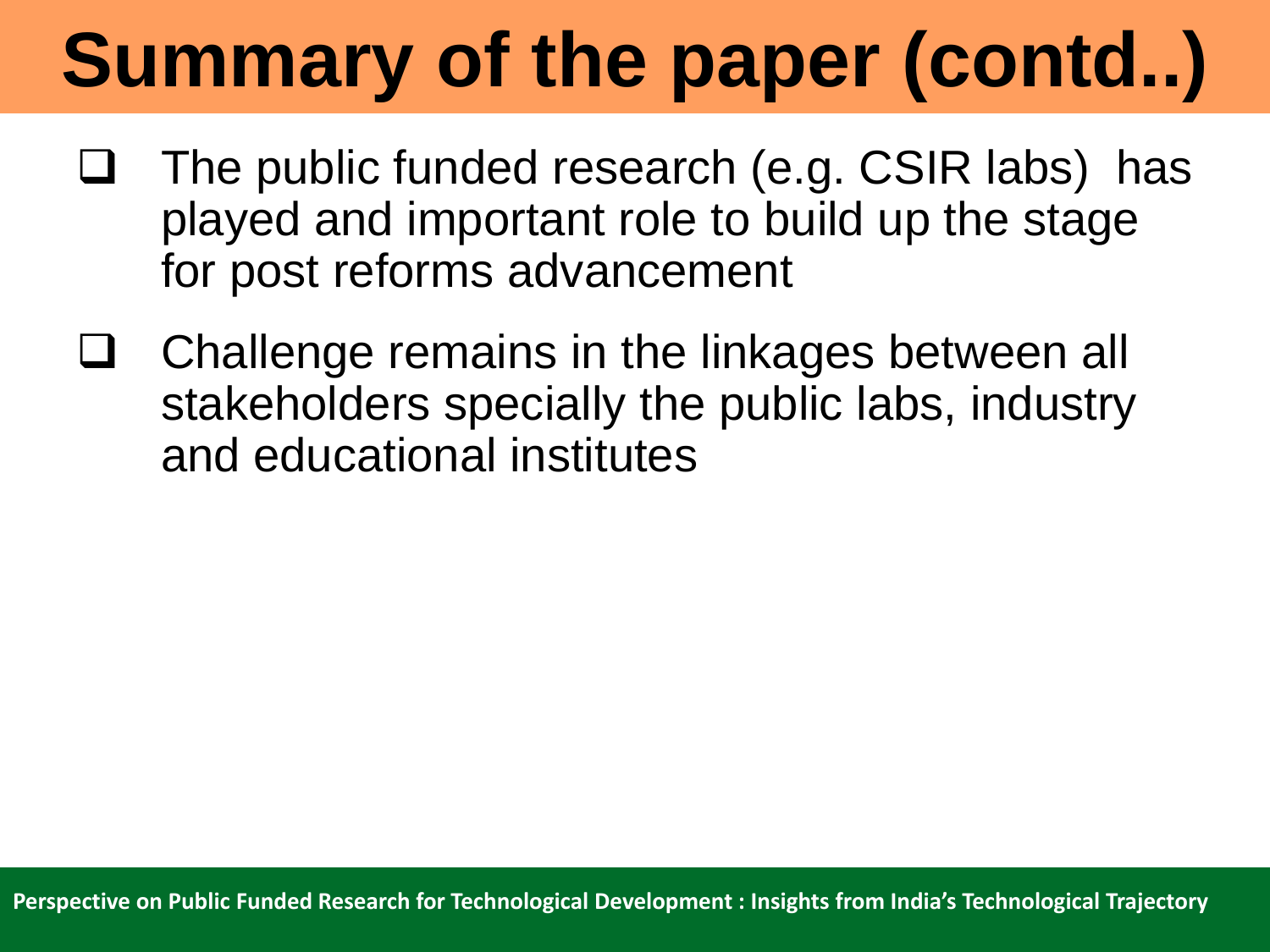# Summary of the paper (contd..)

- The public funded research (e.g. CSIR labs) has played and important role to build up the stage for post reforms advancement
- Challenge remains in the linkages between all stakeholders specially the public labs, industry and educational institutes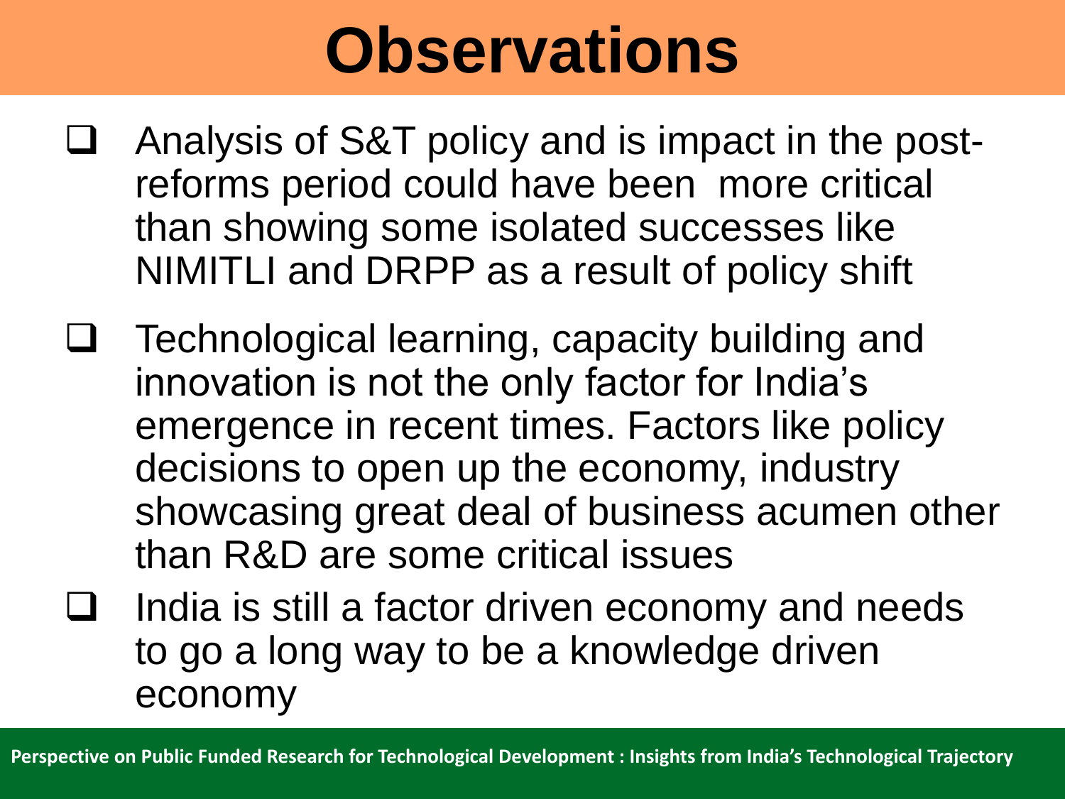# Observations

- Analysis of S&T policy and is impact in the post-reforms period could have been more critical than showing some isolated successes like NIMITLI and DRPP as a result of policy shift
- Technological learning, capacity building and innovation is not the only factor for India's emergence in recent times. Factors like policy decisions to open up the economy, industry showcasing great deal of business acumen other than R&D are some critical issues
- India is still a factor driven economy and needs to go a long way to be a knowledge driven economy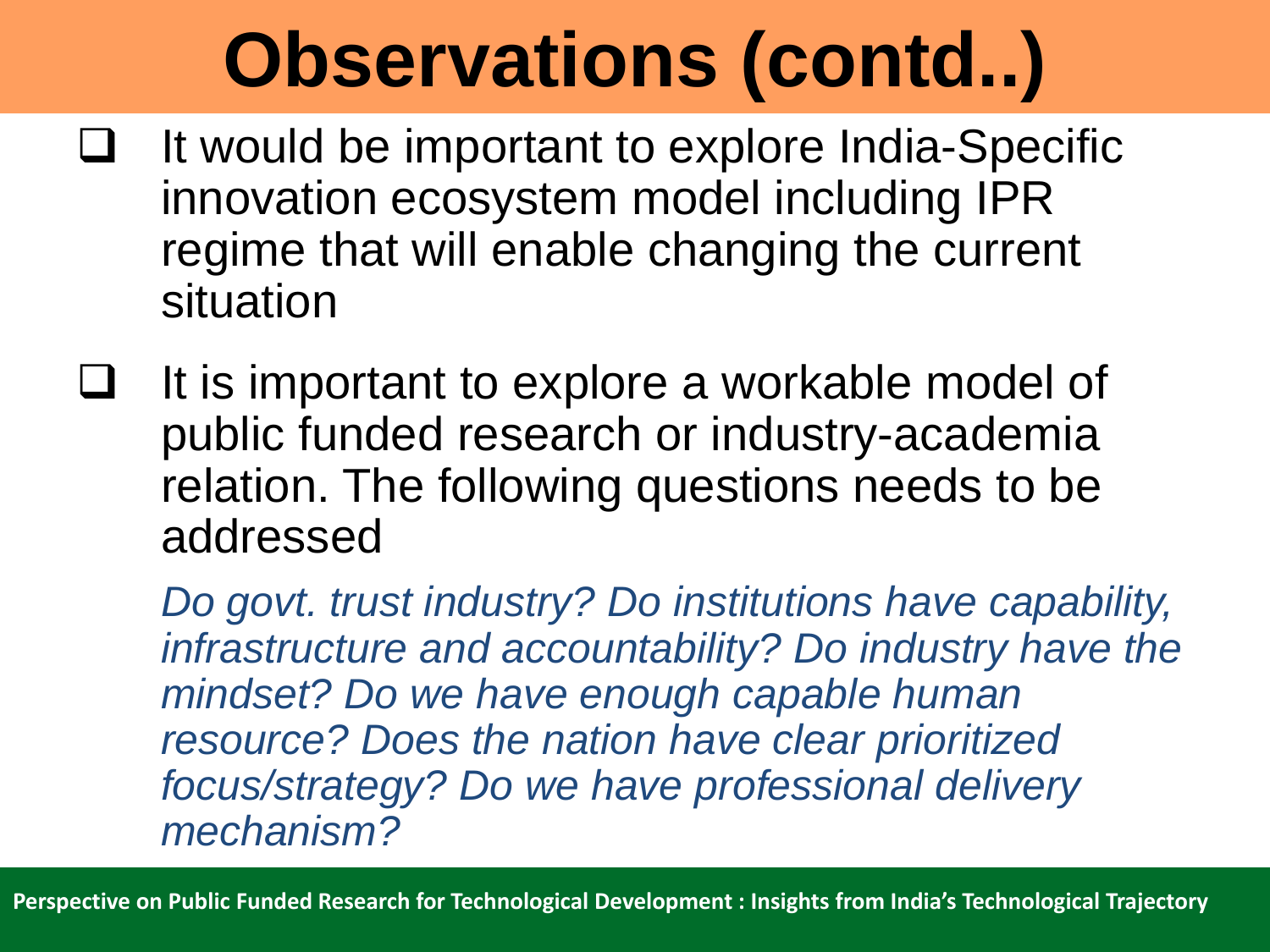# Observations (contd..)

- It would be important to explore India-Specific innovation ecosystem model including IPR regime that will enable changing the current situation

- It is important to explore a workable model of public funded research or industry-academia relation. The following questions needs to be addressed

  *Do govt. trust industry? Do institutions have capability, infrastructure and accountability? Do industry have the mindset? Do we have enough capable human resource? Does the nation have clear prioritized focus/strategy? Do we have professional delivery mechanism?*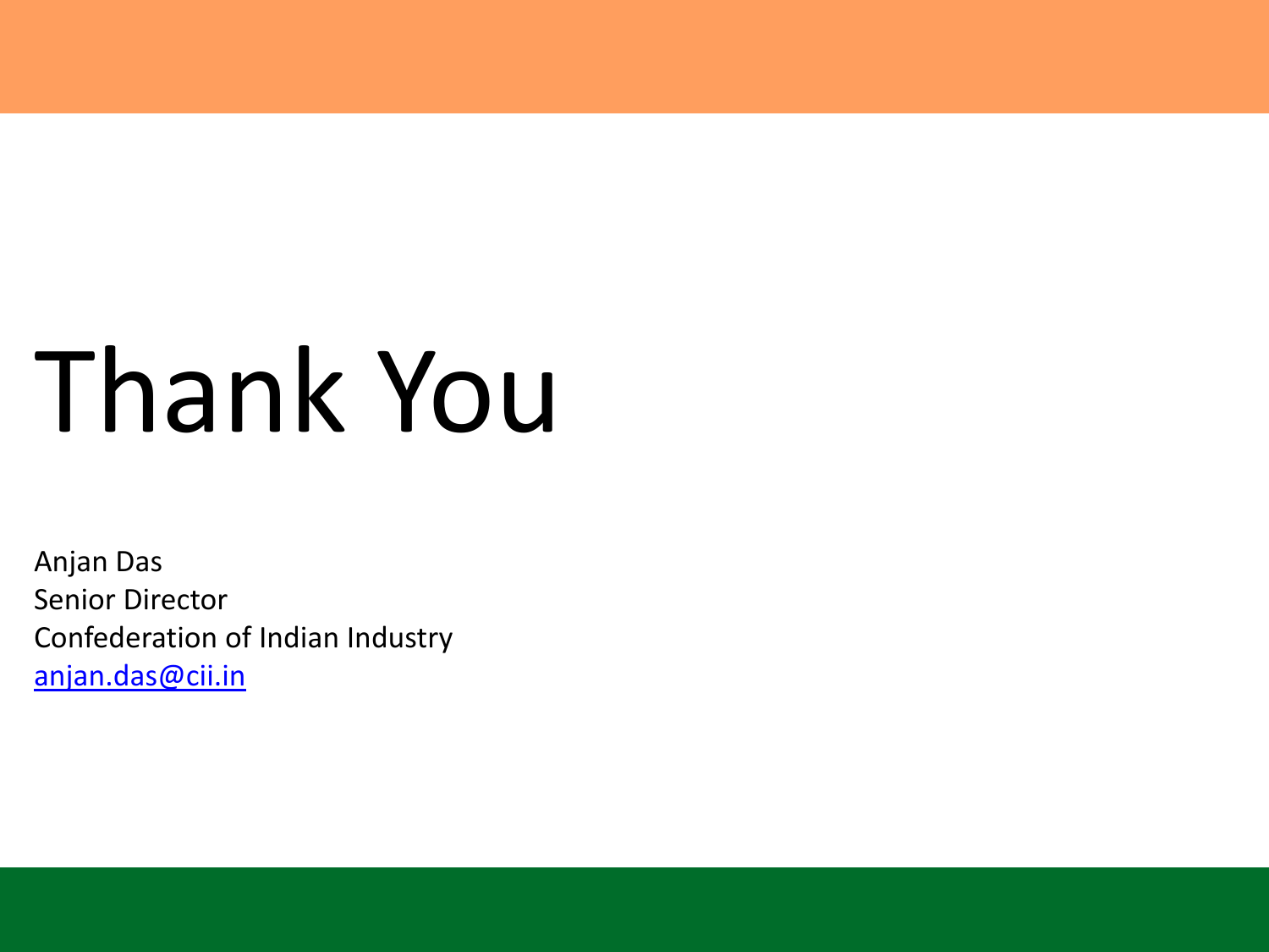# Thank You

Anjan Das
Senior Director
Confederation of Indian Industry
anjan.das@cii.in